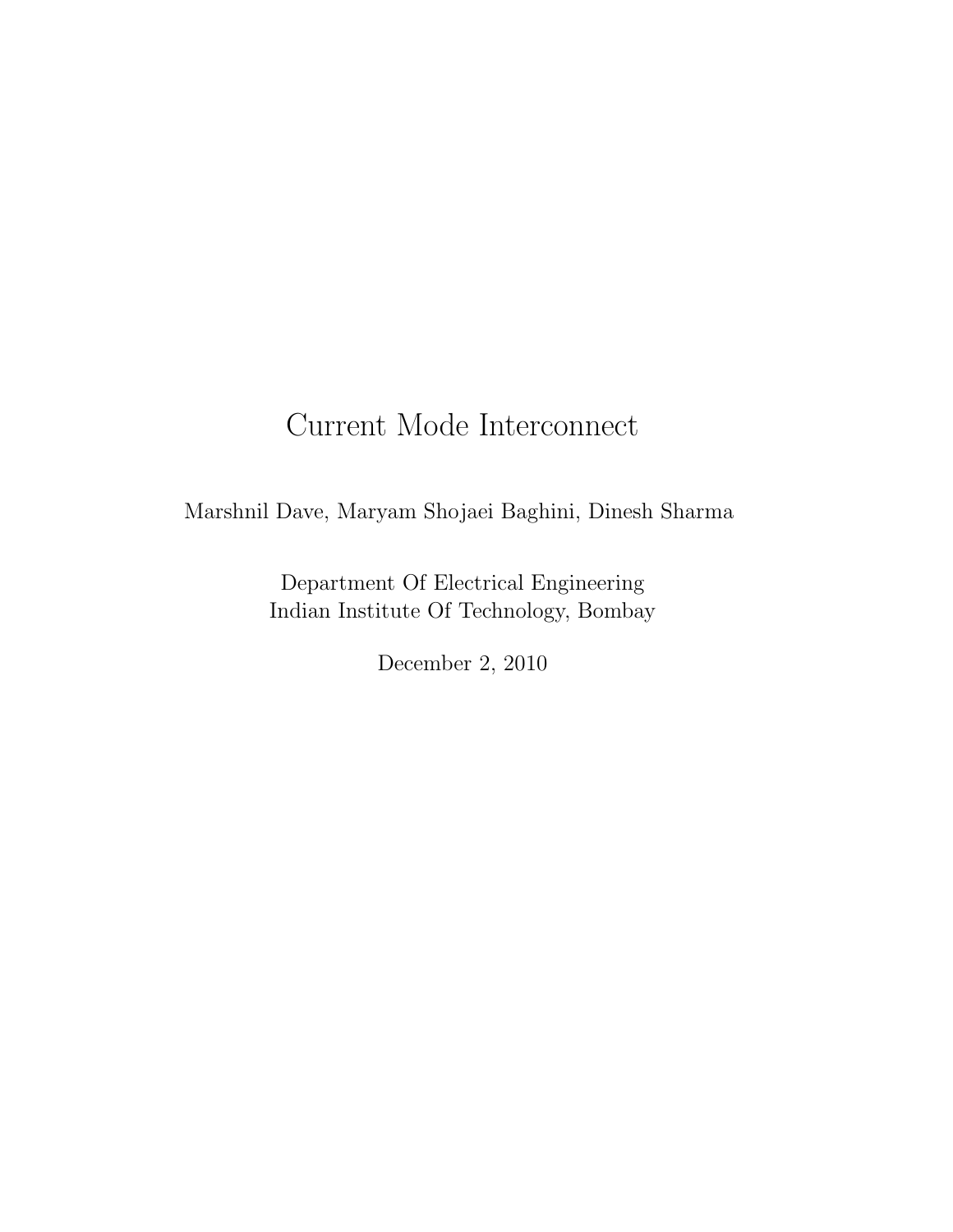# Current Mode Interconnect

Marshnil Dave, Maryam Shojaei Baghini, Dinesh Sharma

Department Of Electrical Engineering
Indian Institute Of Technology, Bombay

December 2, 2010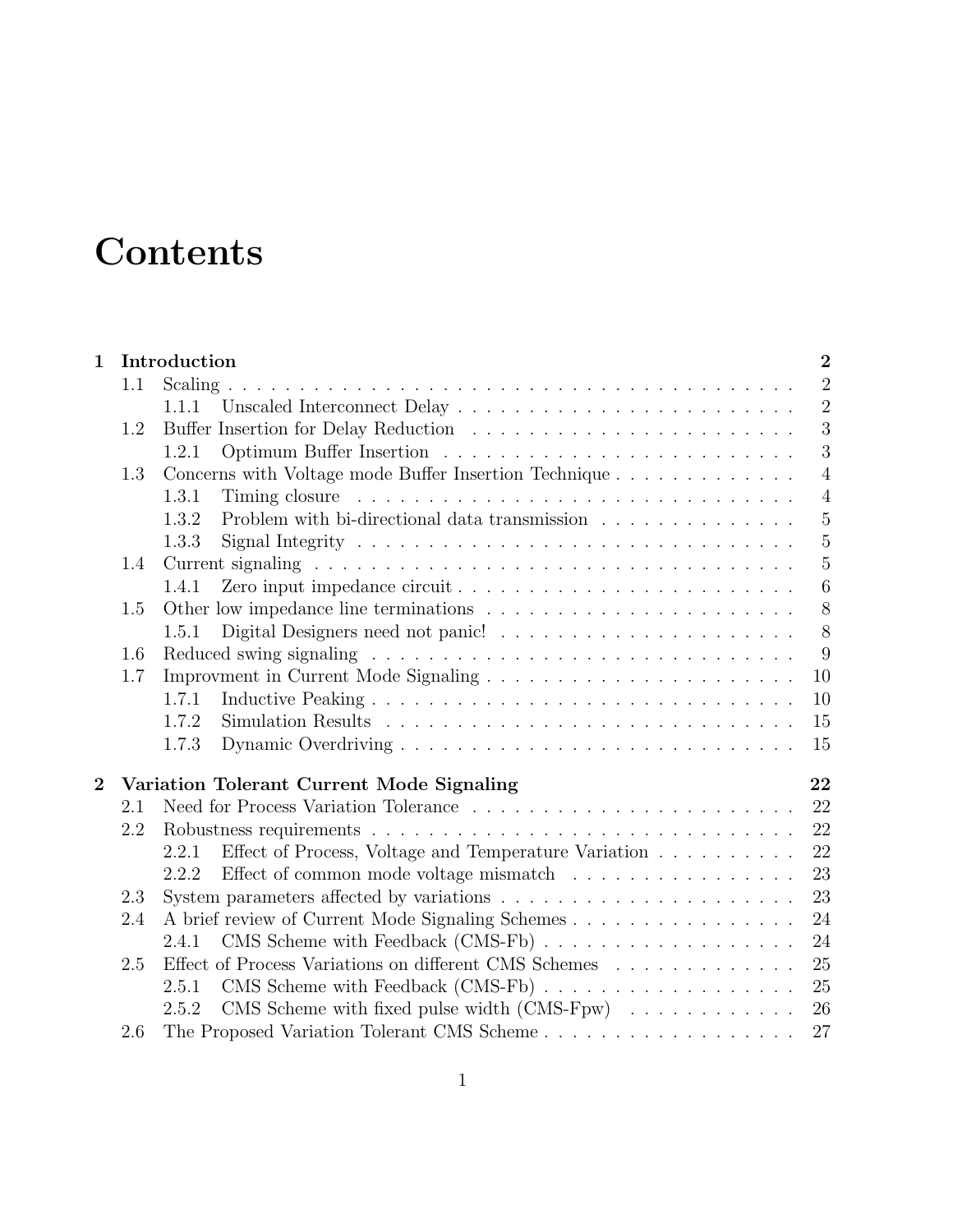# Contents

- **1 Introduction** — **2**
  - 1.1 Scaling — 2
    - 1.1.1 Unscaled Interconnect Delay — 2
  - 1.2 Buffer Insertion for Delay Reduction — 3
    - 1.2.1 Optimum Buffer Insertion — 3
  - 1.3 Concerns with Voltage mode Buffer Insertion Technique — 4
    - 1.3.1 Timing closure — 4
    - 1.3.2 Problem with bi-directional data transmission — 5
    - 1.3.3 Signal Integrity — 5
  - 1.4 Current signaling — 5
    - 1.4.1 Zero input impedance circuit — 6
  - 1.5 Other low impedance line terminations — 8
    - 1.5.1 Digital Designers need not panic! — 8
  - 1.6 Reduced swing signaling — 9
  - 1.7 Improvment in Current Mode Signaling — 10
    - 1.7.1 Inductive Peaking — 10
    - 1.7.2 Simulation Results — 15
    - 1.7.3 Dynamic Overdriving — 15
- **2 Variation Tolerant Current Mode Signaling** — **22**
  - 2.1 Need for Process Variation Tolerance — 22
  - 2.2 Robustness requirements — 22
    - 2.2.1 Effect of Process, Voltage and Temperature Variation — 22
    - 2.2.2 Effect of common mode voltage mismatch — 23
  - 2.3 System parameters affected by variations — 23
  - 2.4 A brief review of Current Mode Signaling Schemes — 24
    - 2.4.1 CMS Scheme with Feedback (CMS-Fb) — 24
  - 2.5 Effect of Process Variations on different CMS Schemes — 25
    - 2.5.1 CMS Scheme with Feedback (CMS-Fb) — 25
    - 2.5.2 CMS Scheme with fixed pulse width (CMS-Fpw) — 26
  - 2.6 The Proposed Variation Tolerant CMS Scheme — 27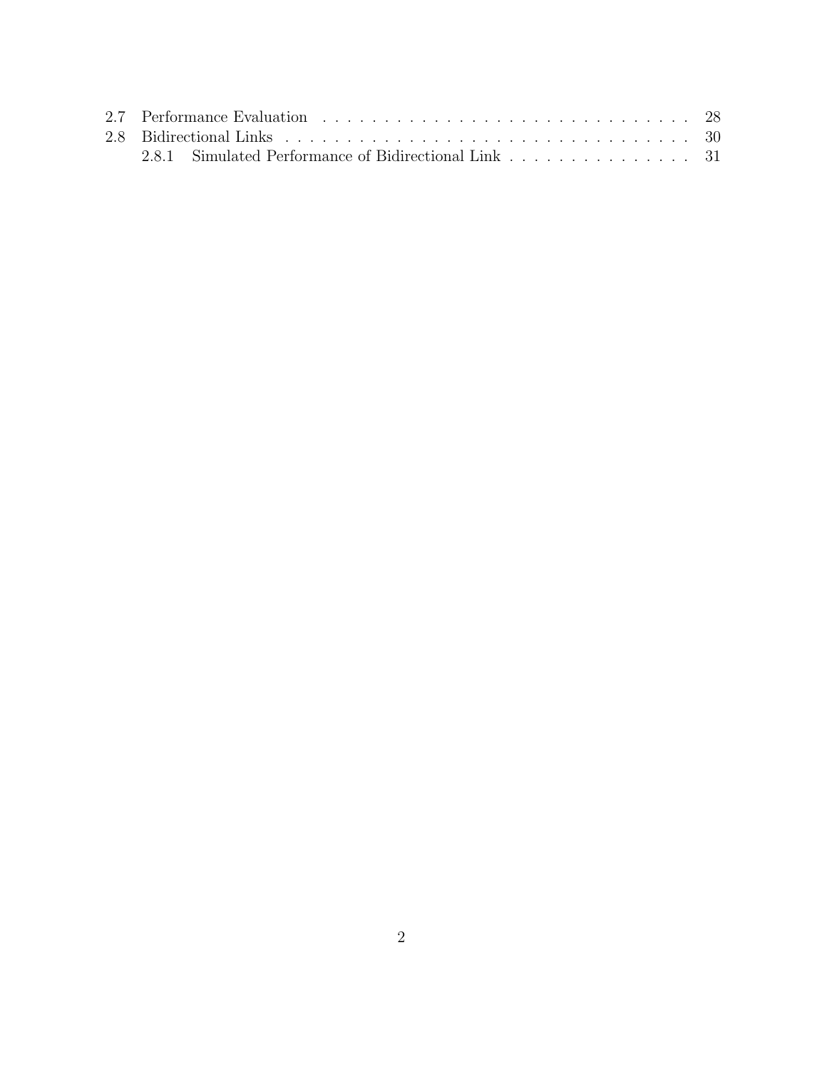2.7 Performance Evaluation . . . . . . . . . . . . . . . . . . . . . . . . . . . . . . . 28
2.8 Bidirectional Links . . . . . . . . . . . . . . . . . . . . . . . . . . . . . . . . . 30
  2.8.1 Simulated Performance of Bidirectional Link . . . . . . . . . . . . . . . 31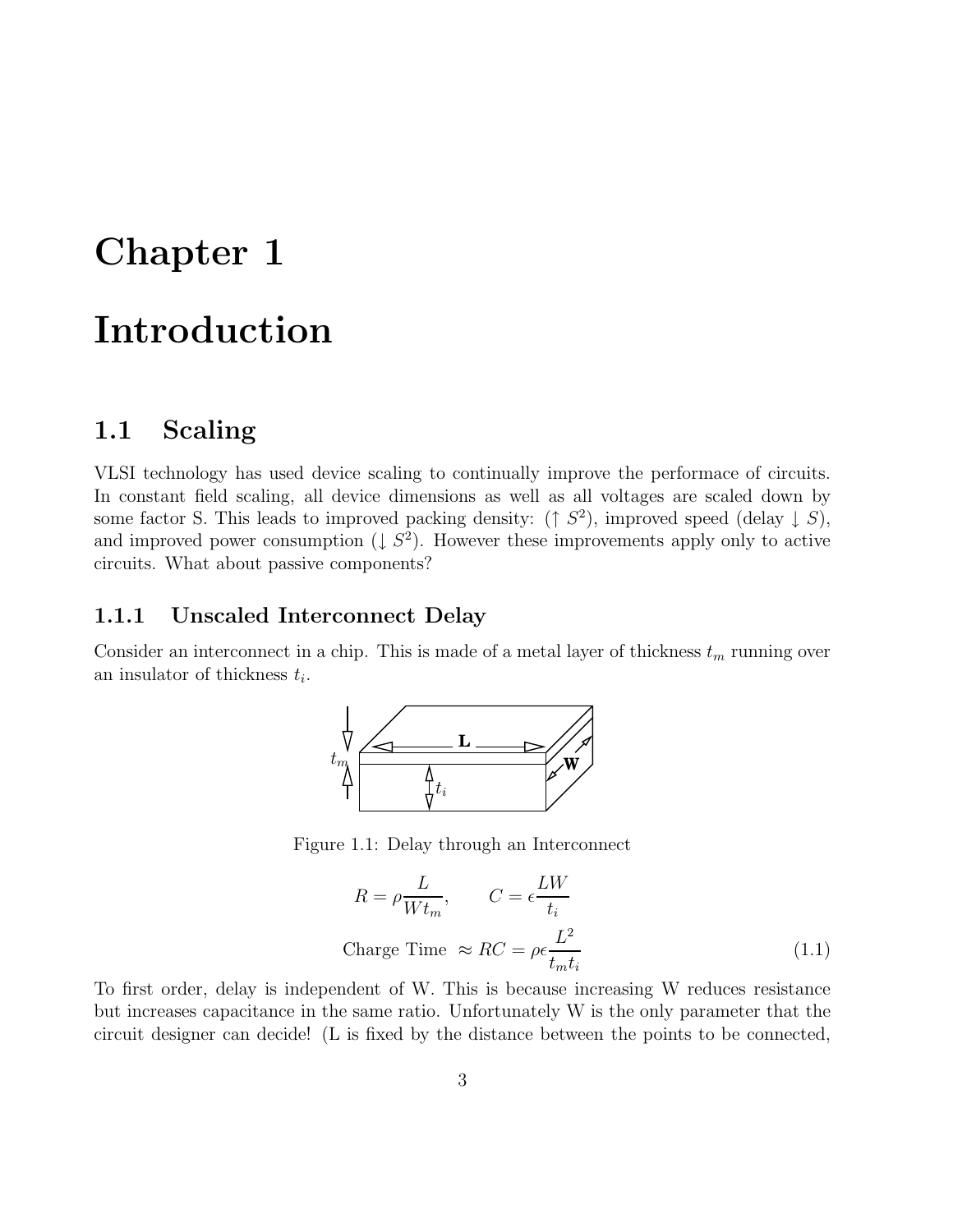# Chapter 1

# Introduction

## 1.1 Scaling

VLSI technology has used device scaling to continually improve the performace of circuits. In constant field scaling, all device dimensions as well as all voltages are scaled down by some factor S. This leads to improved packing density: ($\uparrow S^2$), improved speed (delay $\downarrow S$), and improved power consumption ($\downarrow S^2$). However these improvements apply only to active circuits. What about passive components?

### 1.1.1 Unscaled Interconnect Delay

Consider an interconnect in a chip. This is made of a metal layer of thickness $t_m$ running over an insulator of thickness $t_i$.

Figure 1.1: Delay through an Interconnect

$$R = \rho \frac{L}{W t_m}, \qquad C = \epsilon \frac{LW}{t_i}$$

$$\text{Charge Time } \approx RC = \rho\epsilon \frac{L^2}{t_m t_i} \tag{1.1}$$

To first order, delay is independent of W. This is because increasing W reduces resistance but increases capacitance in the same ratio. Unfortunately W is the only parameter that the circuit designer can decide! (L is fixed by the distance between the points to be connected,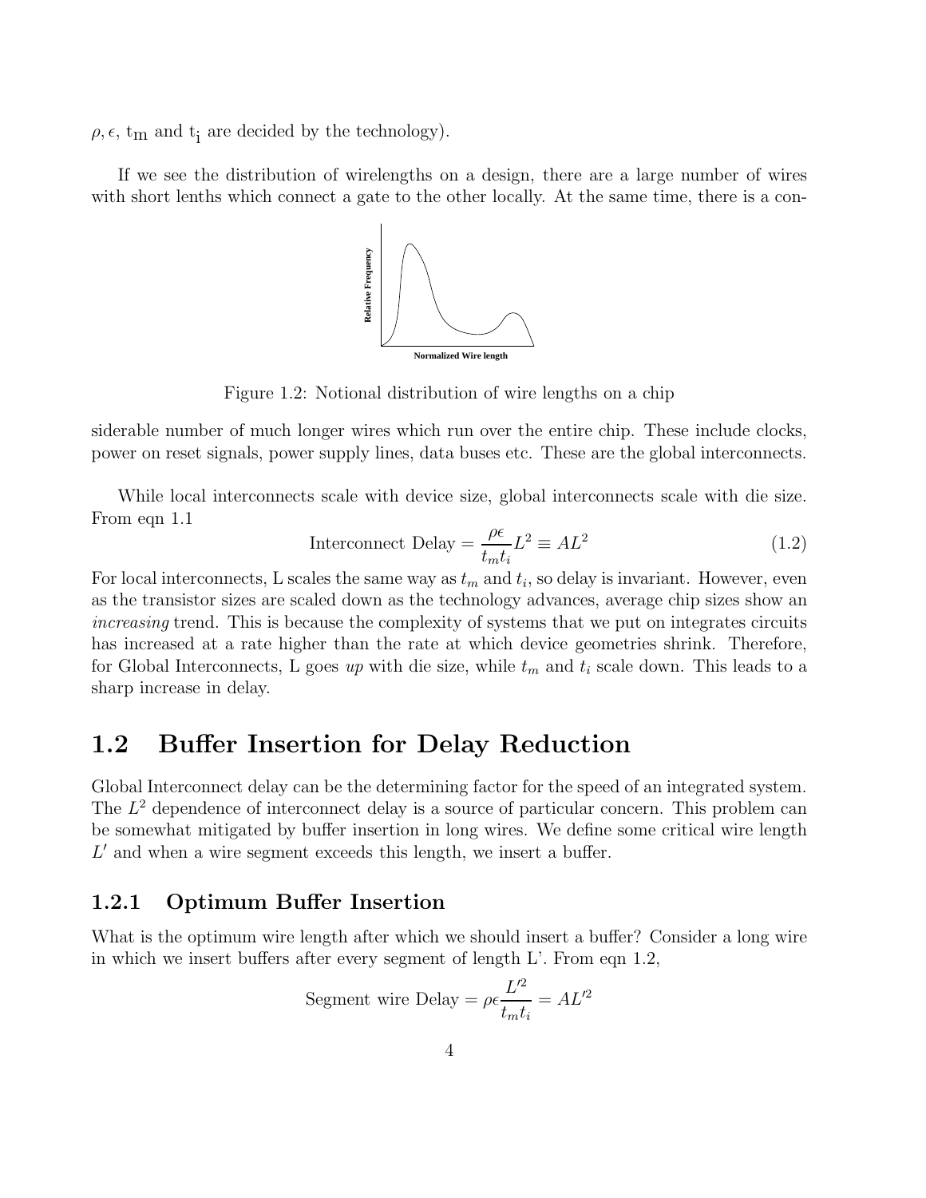$\rho, \epsilon$, $t_m$ and $t_i$ are decided by the technology).

If we see the distribution of wirelengths on a design, there are a large number of wires with short lenths which connect a gate to the other locally. At the same time, there is a considerable number of much longer wires which run over the entire chip. These include clocks, power on reset signals, power supply lines, data buses etc. These are the global interconnects.

Figure 1.2: Notional distribution of wire lengths on a chip

While local interconnects scale with device size, global interconnects scale with die size. From eqn 1.1

$$\text{Interconnect Delay} = \frac{\rho\epsilon}{t_m t_i} L^2 \equiv AL^2 \tag{1.2}$$

For local interconnects, L scales the same way as $t_m$ and $t_i$, so delay is invariant. However, even as the transistor sizes are scaled down as the technology advances, average chip sizes show an *increasing* trend. This is because the complexity of systems that we put on integrates circuits has increased at a rate higher than the rate at which device geometries shrink. Therefore, for Global Interconnects, L goes *up* with die size, while $t_m$ and $t_i$ scale down. This leads to a sharp increase in delay.

## 1.2 Buffer Insertion for Delay Reduction

Global Interconnect delay can be the determining factor for the speed of an integrated system. The $L^2$ dependence of interconnect delay is a source of particular concern. This problem can be somewhat mitigated by buffer insertion in long wires. We define some critical wire length $L'$ and when a wire segment exceeds this length, we insert a buffer.

### 1.2.1 Optimum Buffer Insertion

What is the optimum wire length after which we should insert a buffer? Consider a long wire in which we insert buffers after every segment of length L'. From eqn 1.2,

$$\text{Segment wire Delay} = \rho\epsilon \frac{L'^2}{t_m t_i} = AL'^2$$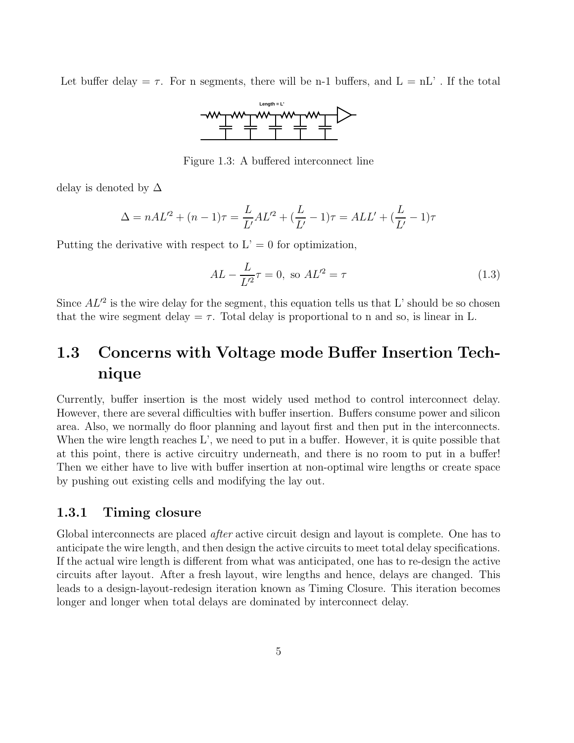Let buffer delay = $\tau$. For n segments, there will be n-1 buffers, and L = nL' . If the total

Figure 1.3: A buffered interconnect line

delay is denoted by $\Delta$

$$\Delta = nAL'^2 + (n-1)\tau = \frac{L}{L'}AL'^2 + (\frac{L}{L'} - 1)\tau = ALL' + (\frac{L}{L'} - 1)\tau$$

Putting the derivative with respect to L' = 0 for optimization,

$$AL - \frac{L}{L'^2}\tau = 0, \text{ so } AL'^2 = \tau \tag{1.3}$$

Since $AL'^2$ is the wire delay for the segment, this equation tells us that L' should be so chosen that the wire segment delay = $\tau$. Total delay is proportional to n and so, is linear in L.

## 1.3 Concerns with Voltage mode Buffer Insertion Technique

Currently, buffer insertion is the most widely used method to control interconnect delay. However, there are several difficulties with buffer insertion. Buffers consume power and silicon area. Also, we normally do floor planning and layout first and then put in the interconnects. When the wire length reaches L', we need to put in a buffer. However, it is quite possible that at this point, there is active circuitry underneath, and there is no room to put in a buffer! Then we either have to live with buffer insertion at non-optimal wire lengths or create space by pushing out existing cells and modifying the lay out.

### 1.3.1 Timing closure

Global interconnects are placed *after* active circuit design and layout is complete. One has to anticipate the wire length, and then design the active circuits to meet total delay specifications. If the actual wire length is different from what was anticipated, one has to re-design the active circuits after layout. After a fresh layout, wire lengths and hence, delays are changed. This leads to a design-layout-redesign iteration known as Timing Closure. This iteration becomes longer and longer when total delays are dominated by interconnect delay.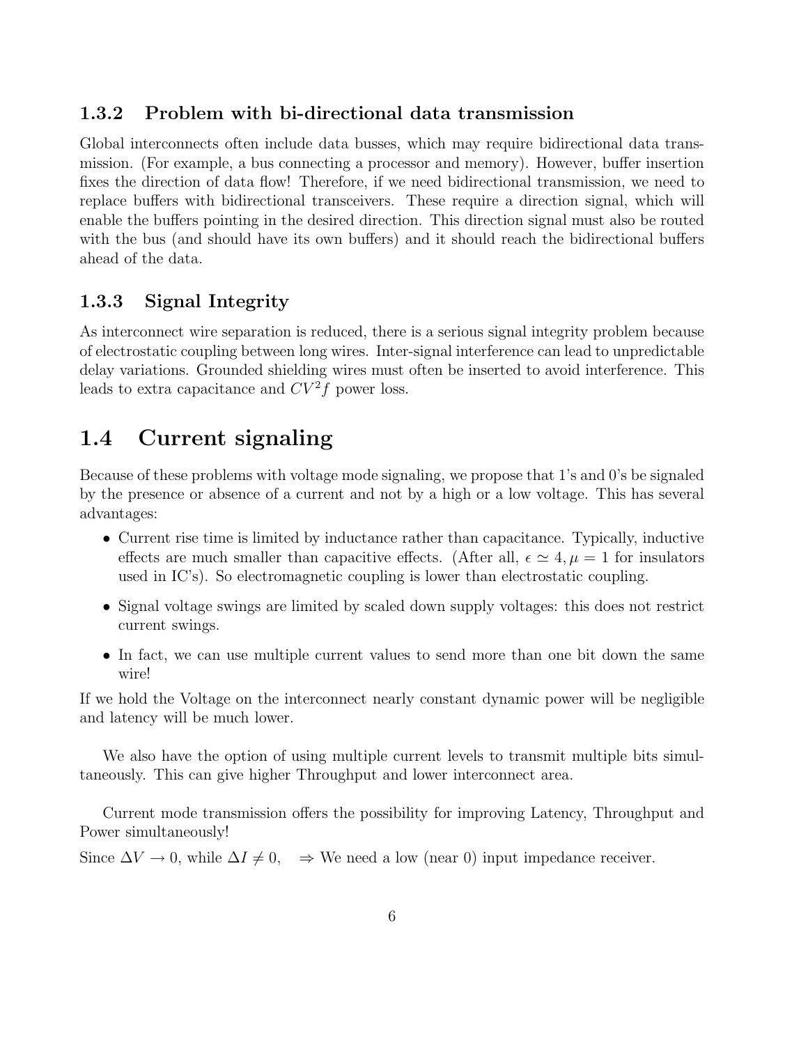### 1.3.2 Problem with bi-directional data transmission

Global interconnects often include data busses, which may require bidirectional data transmission. (For example, a bus connecting a processor and memory). However, buffer insertion fixes the direction of data flow! Therefore, if we need bidirectional transmission, we need to replace buffers with bidirectional transceivers. These require a direction signal, which will enable the buffers pointing in the desired direction. This direction signal must also be routed with the bus (and should have its own buffers) and it should reach the bidirectional buffers ahead of the data.

### 1.3.3 Signal Integrity

As interconnect wire separation is reduced, there is a serious signal integrity problem because of electrostatic coupling between long wires. Inter-signal interference can lead to unpredictable delay variations. Grounded shielding wires must often be inserted to avoid interference. This leads to extra capacitance and $CV^2f$ power loss.

## 1.4 Current signaling

Because of these problems with voltage mode signaling, we propose that 1's and 0's be signaled by the presence or absence of a current and not by a high or a low voltage. This has several advantages:

- Current rise time is limited by inductance rather than capacitance. Typically, inductive effects are much smaller than capacitive effects. (After all, $\epsilon \simeq 4, \mu = 1$ for insulators used in IC's). So electromagnetic coupling is lower than electrostatic coupling.
- Signal voltage swings are limited by scaled down supply voltages: this does not restrict current swings.
- In fact, we can use multiple current values to send more than one bit down the same wire!

If we hold the Voltage on the interconnect nearly constant dynamic power will be negligible and latency will be much lower.

We also have the option of using multiple current levels to transmit multiple bits simultaneously. This can give higher Throughput and lower interconnect area.

Current mode transmission offers the possibility for improving Latency, Throughput and Power simultaneously!

Since $\Delta V \to 0$, while $\Delta I \neq 0$, $\Rightarrow$ We need a low (near 0) input impedance receiver.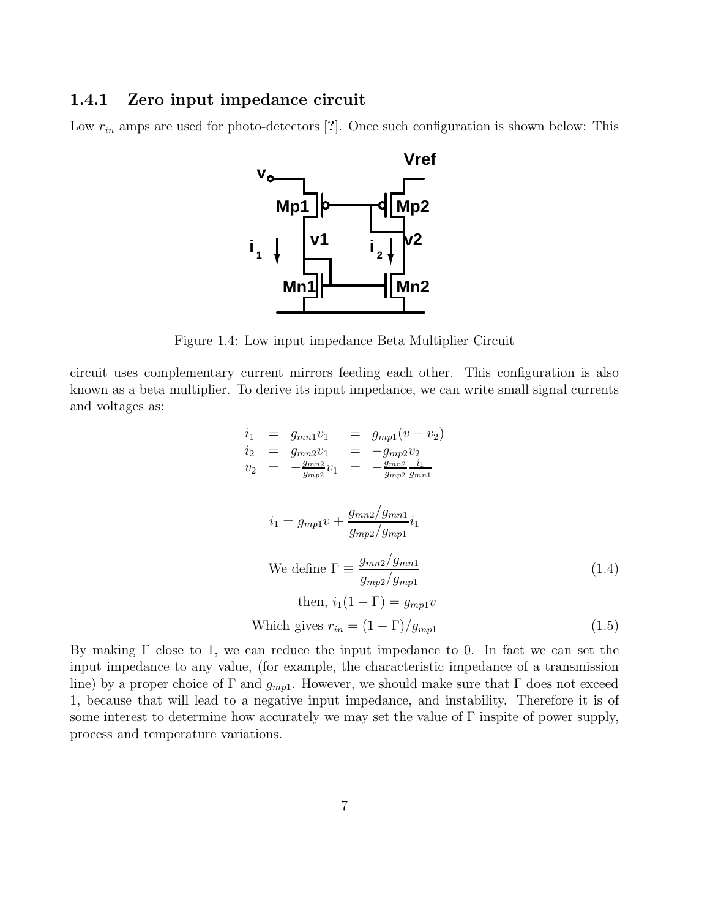### 1.4.1 Zero input impedance circuit

Low $r_{in}$ amps are used for photo-detectors [?]. Once such configuration is shown below: This

Figure 1.4: Low input impedance Beta Multiplier Circuit

circuit uses complementary current mirrors feeding each other. This configuration is also known as a beta multiplier. To derive its input impedance, we can write small signal currents and voltages as:

$$
\begin{aligned}
i_1 &= g_{mn1}v_1 &&= g_{mp1}(v - v_2) \\
i_2 &= g_{mn2}v_1 &&= -g_{mp2}v_2 \\
v_2 &= -\frac{g_{mn2}}{g_{mp2}}v_1 &&= -\frac{g_{mn2}}{g_{mp2}}\frac{i_1}{g_{mn1}}
\end{aligned}
$$

$$
i_1 = g_{mp1}v + \frac{g_{mn2}/g_{mn1}}{g_{mp2}/g_{mp1}}i_1
$$

$$
\text{We define } \Gamma \equiv \frac{g_{mn2}/g_{mn1}}{g_{mp2}/g_{mp1}} \tag{1.4}
$$

$$
\text{then, } i_1(1 - \Gamma) = g_{mp1}v
$$

$$
\text{Which gives } r_{in} = (1 - \Gamma)/g_{mp1} \tag{1.5}
$$

By making $\Gamma$ close to 1, we can reduce the input impedance to 0. In fact we can set the input impedance to any value, (for example, the characteristic impedance of a transmission line) by a proper choice of $\Gamma$ and $g_{mp1}$. However, we should make sure that $\Gamma$ does not exceed 1, because that will lead to a negative input impedance, and instability. Therefore it is of some interest to determine how accurately we may set the value of $\Gamma$ inspite of power supply, process and temperature variations.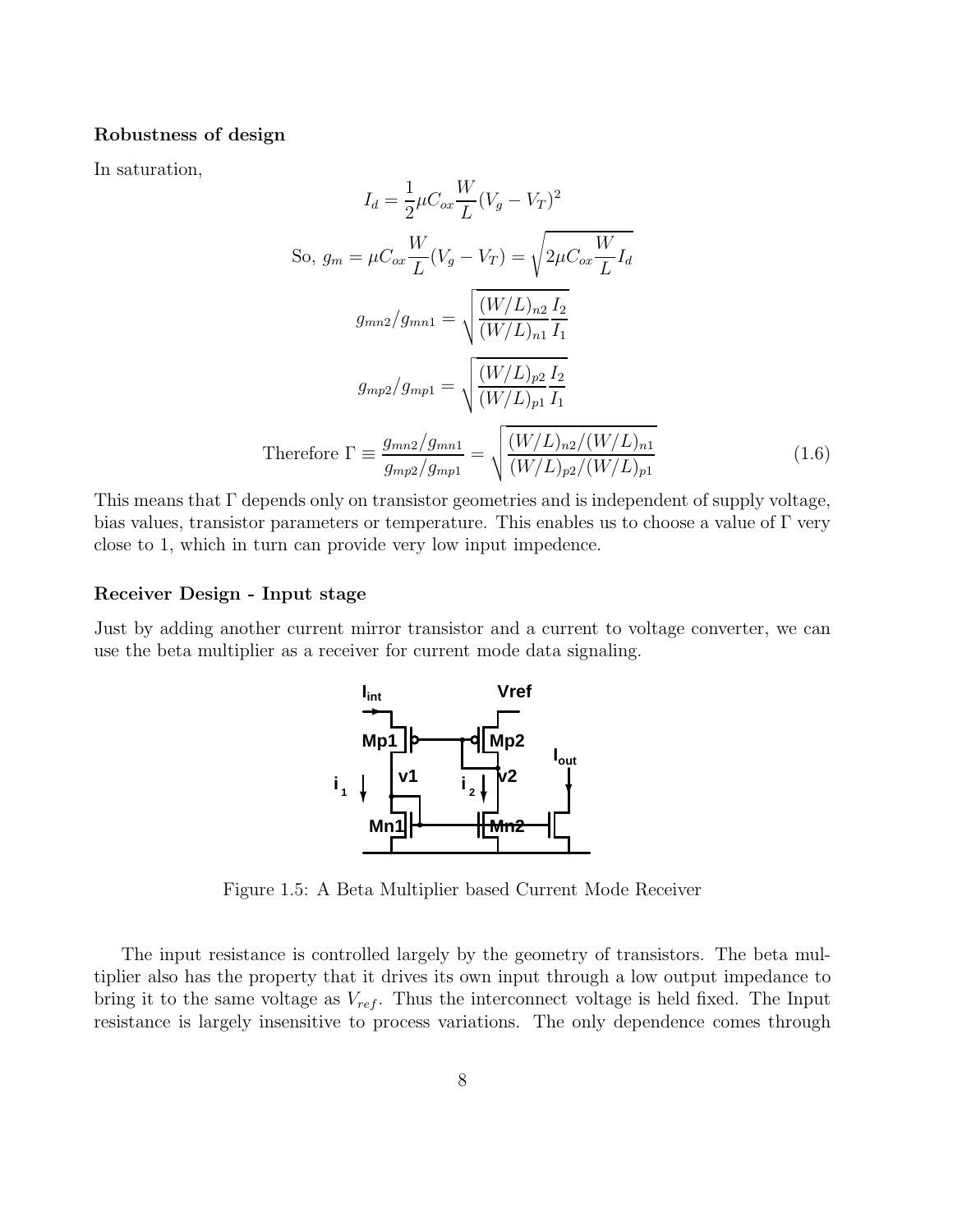### Robustness of design

In saturation,

$$I_d = \frac{1}{2}\mu C_{ox}\frac{W}{L}(V_g - V_T)^2$$

$$\text{So, } g_m = \mu C_{ox}\frac{W}{L}(V_g - V_T) = \sqrt{2\mu C_{ox}\frac{W}{L}I_d}$$

$$g_{mn2}/g_{mn1} = \sqrt{\frac{(W/L)_{n2}}{(W/L)_{n1}}\frac{I_2}{I_1}}$$

$$g_{mp2}/g_{mp1} = \sqrt{\frac{(W/L)_{p2}}{(W/L)_{p1}}\frac{I_2}{I_1}}$$

$$\text{Therefore } \Gamma \equiv \frac{g_{mn2}/g_{mn1}}{g_{mp2}/g_{mp1}} = \sqrt{\frac{(W/L)_{n2}/(W/L)_{n1}}{(W/L)_{p2}/(W/L)_{p1}}} \tag{1.6}$$

This means that $\Gamma$ depends only on transistor geometries and is independent of supply voltage, bias values, transistor parameters or temperature. This enables us to choose a value of $\Gamma$ very close to 1, which in turn can provide very low input impedence.

### Receiver Design - Input stage

Just by adding another current mirror transistor and a current to voltage converter, we can use the beta multiplier as a receiver for current mode data signaling.

Figure 1.5: A Beta Multiplier based Current Mode Receiver

The input resistance is controlled largely by the geometry of transistors. The beta multiplier also has the property that it drives its own input through a low output impedance to bring it to the same voltage as $V_{ref}$. Thus the interconnect voltage is held fixed. The Input resistance is largely insensitive to process variations. The only dependence comes through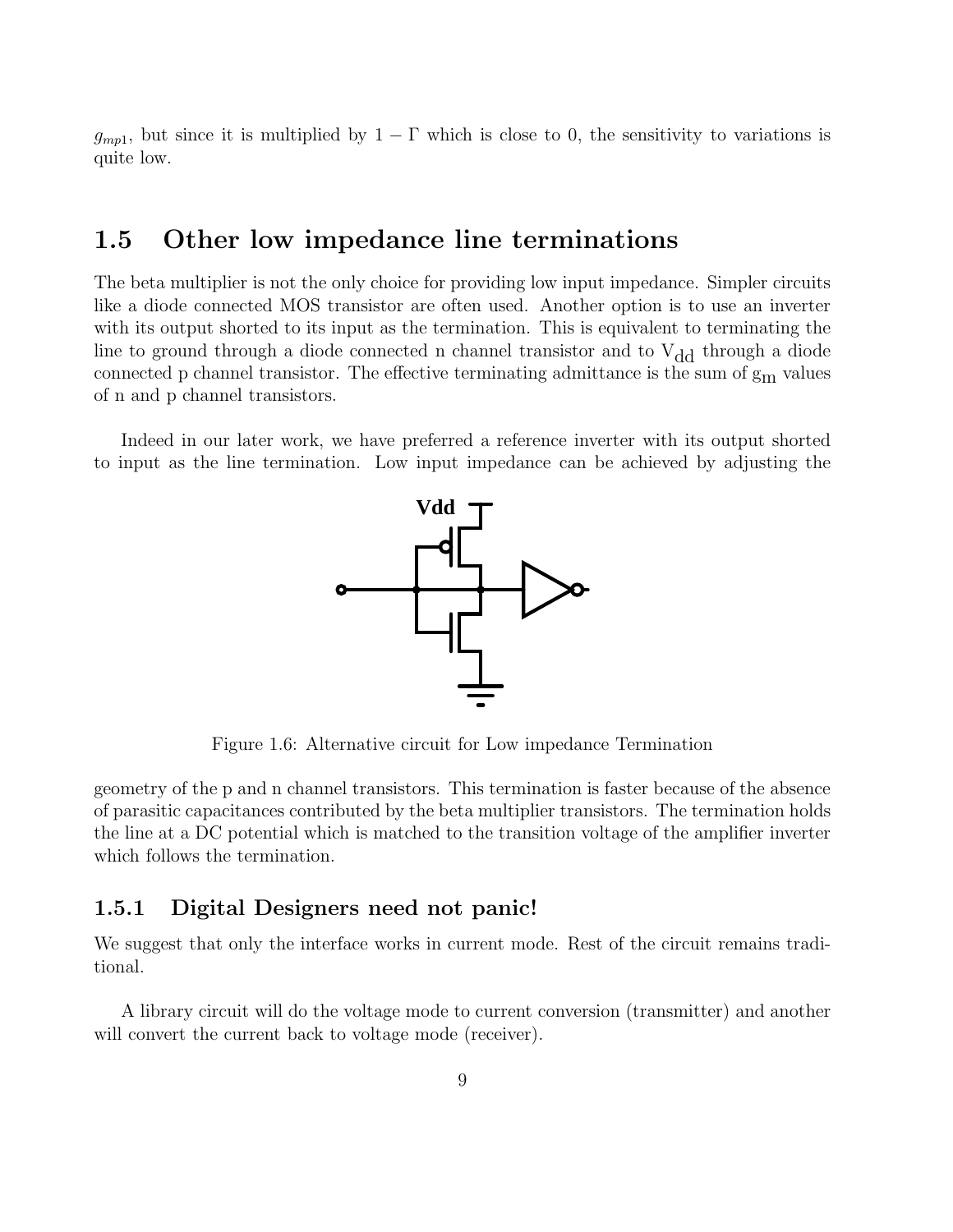$g_{mp1}$, but since it is multiplied by $1 - \Gamma$ which is close to 0, the sensitivity to variations is quite low.

## 1.5 Other low impedance line terminations

The beta multiplier is not the only choice for providing low input impedance. Simpler circuits like a diode connected MOS transistor are often used. Another option is to use an inverter with its output shorted to its input as the termination. This is equivalent to terminating the line to ground through a diode connected n channel transistor and to $V_{dd}$ through a diode connected p channel transistor. The effective terminating admittance is the sum of $g_m$ values of n and p channel transistors.

Indeed in our later work, we have preferred a reference inverter with its output shorted to input as the line termination. Low input impedance can be achieved by adjusting the geometry of the p and n channel transistors. This termination is faster because of the absence of parasitic capacitances contributed by the beta multiplier transistors. The termination holds the line at a DC potential which is matched to the transition voltage of the amplifier inverter which follows the termination.

Figure 1.6: Alternative circuit for Low impedance Termination

### 1.5.1 Digital Designers need not panic!

We suggest that only the interface works in current mode. Rest of the circuit remains traditional.

A library circuit will do the voltage mode to current conversion (transmitter) and another will convert the current back to voltage mode (receiver).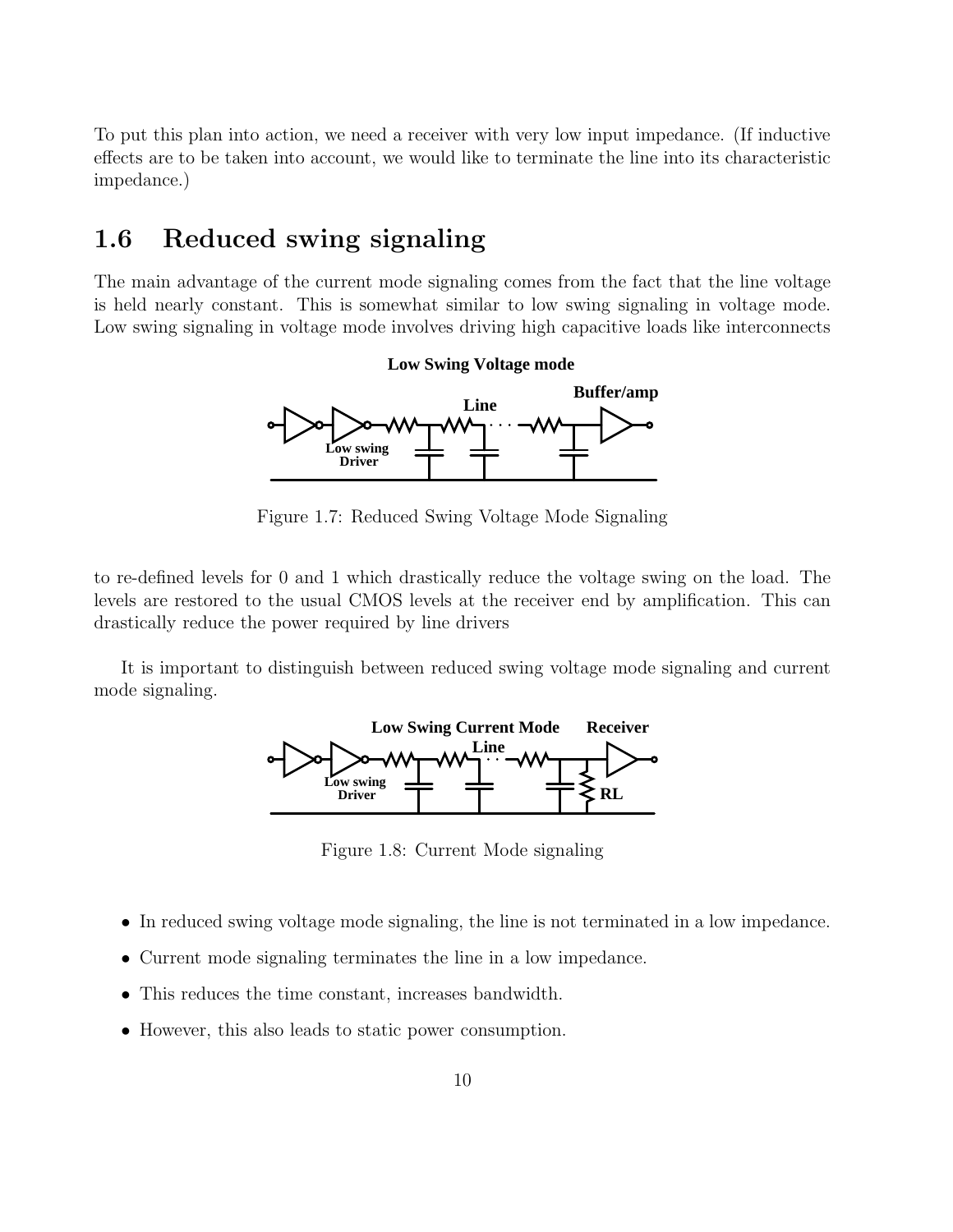To put this plan into action, we need a receiver with very low input impedance. (If inductive effects are to be taken into account, we would like to terminate the line into its characteristic impedance.)

## 1.6 Reduced swing signaling

The main advantage of the current mode signaling comes from the fact that the line voltage is held nearly constant. This is somewhat similar to low swing signaling in voltage mode. Low swing signaling in voltage mode involves driving high capacitive loads like interconnects

Figure 1.7: Reduced Swing Voltage Mode Signaling

to re-defined levels for 0 and 1 which drastically reduce the voltage swing on the load. The levels are restored to the usual CMOS levels at the receiver end by amplification. This can drastically reduce the power required by line drivers

It is important to distinguish between reduced swing voltage mode signaling and current mode signaling.

Figure 1.8: Current Mode signaling

- In reduced swing voltage mode signaling, the line is not terminated in a low impedance.
- Current mode signaling terminates the line in a low impedance.
- This reduces the time constant, increases bandwidth.
- However, this also leads to static power consumption.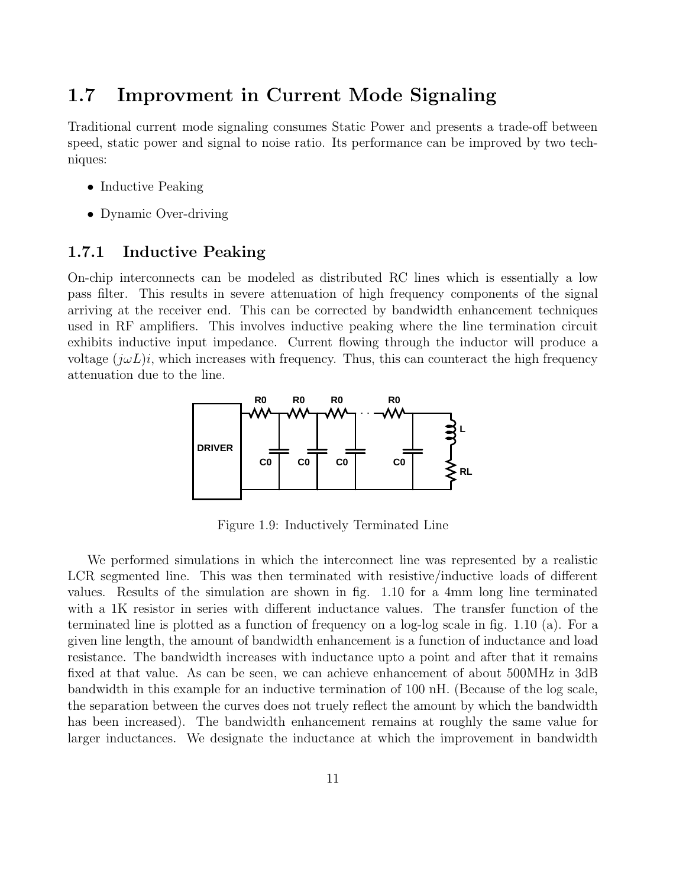## 1.7 Improvment in Current Mode Signaling

Traditional current mode signaling consumes Static Power and presents a trade-off between speed, static power and signal to noise ratio. Its performance can be improved by two techniques:

- Inductive Peaking
- Dynamic Over-driving

### 1.7.1 Inductive Peaking

On-chip interconnects can be modeled as distributed RC lines which is essentially a low pass filter. This results in severe attenuation of high frequency components of the signal arriving at the receiver end. This can be corrected by bandwidth enhancement techniques used in RF amplifiers. This involves inductive peaking where the line termination circuit exhibits inductive input impedance. Current flowing through the inductor will produce a voltage $(j\omega L)i$, which increases with frequency. Thus, this can counteract the high frequency attenuation due to the line.

Figure 1.9: Inductively Terminated Line

We performed simulations in which the interconnect line was represented by a realistic LCR segmented line. This was then terminated with resistive/inductive loads of different values. Results of the simulation are shown in fig. 1.10 for a 4mm long line terminated with a 1K resistor in series with different inductance values. The transfer function of the terminated line is plotted as a function of frequency on a log-log scale in fig. 1.10 (a). For a given line length, the amount of bandwidth enhancement is a function of inductance and load resistance. The bandwidth increases with inductance upto a point and after that it remains fixed at that value. As can be seen, we can achieve enhancement of about 500MHz in 3dB bandwidth in this example for an inductive termination of 100 nH. (Because of the log scale, the separation between the curves does not truely reflect the amount by which the bandwidth has been increased). The bandwidth enhancement remains at roughly the same value for larger inductances. We designate the inductance at which the improvement in bandwidth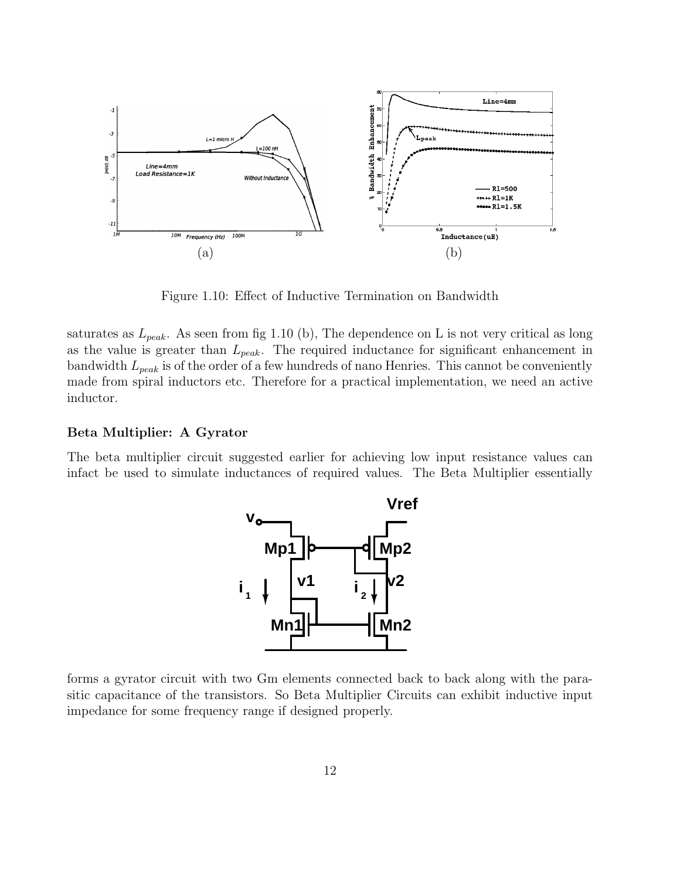(a) (b)

Figure 1.10: Effect of Inductive Termination on Bandwidth

saturates as $L_{peak}$. As seen from fig 1.10 (b), The dependence on L is not very critical as long as the value is greater than $L_{peak}$. The required inductance for significant enhancement in bandwidth $L_{peak}$ is of the order of a few hundreds of nano Henries. This cannot be conveniently made from spiral inductors etc. Therefore for a practical implementation, we need an active inductor.

**Beta Multiplier: A Gyrator**

The beta multiplier circuit suggested earlier for achieving low input resistance values can infact be used to simulate inductances of required values. The Beta Multiplier essentially forms a gyrator circuit with two Gm elements connected back to back along with the parasitic capacitance of the transistors. So Beta Multiplier Circuits can exhibit inductive input impedance for some frequency range if designed properly.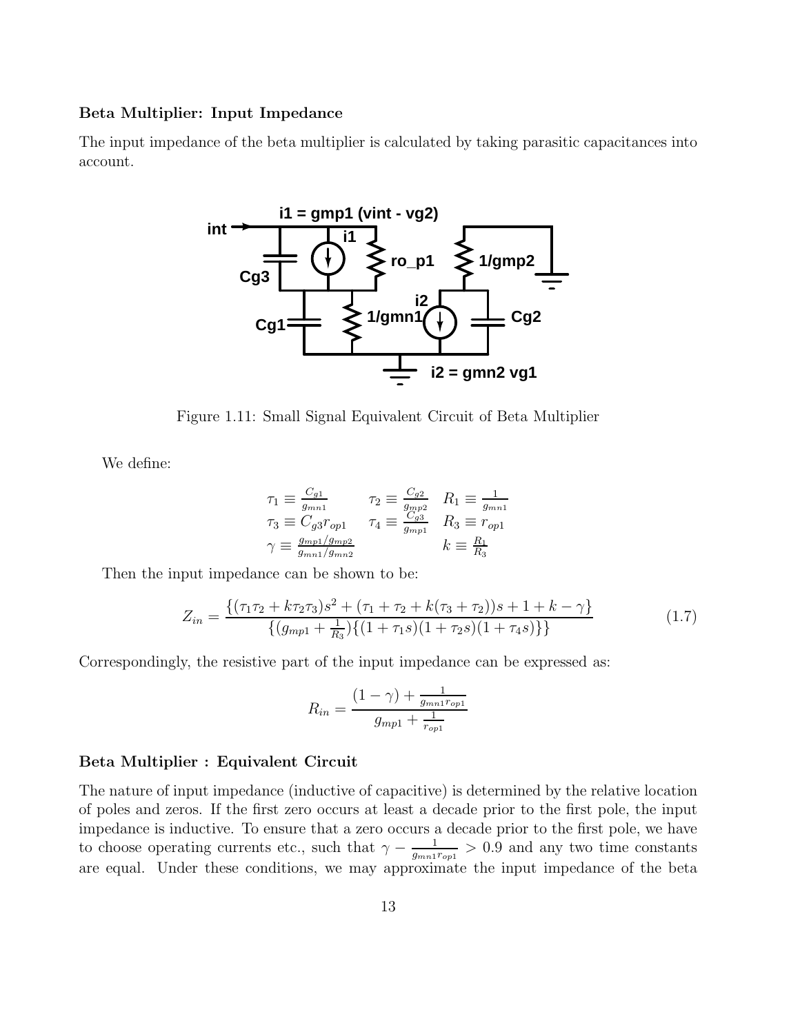**Beta Multiplier: Input Impedance**

The input impedance of the beta multiplier is calculated by taking parasitic capacitances into account.

Figure 1.11: Small Signal Equivalent Circuit of Beta Multiplier

We define:

$$
\begin{array}{lll}
\tau_1 \equiv \frac{C_{g1}}{g_{mn1}} & \tau_2 \equiv \frac{C_{g2}}{g_{mp2}} & R_1 \equiv \frac{1}{g_{mn1}} \\
\tau_3 \equiv C_{g3} r_{op1} & \tau_4 \equiv \frac{C_{g3}}{g_{mp1}} & R_3 \equiv r_{op1} \\
\gamma \equiv \frac{g_{mp1}/g_{mp2}}{g_{mn1}/g_{mn2}} & & k \equiv \frac{R_1}{R_3}
\end{array}
$$

Then the input impedance can be shown to be:

$$
Z_{in} = \frac{\{(\tau_1\tau_2 + k\tau_2\tau_3)s^2 + (\tau_1 + \tau_2 + k(\tau_3 + \tau_2))s + 1 + k - \gamma\}}{\{(g_{mp1} + \frac{1}{R_3})\{(1 + \tau_1 s)(1 + \tau_2 s)(1 + \tau_4 s)\}\}} \tag{1.7}
$$

Correspondingly, the resistive part of the input impedance can be expressed as:

$$
R_{in} = \frac{(1 - \gamma) + \frac{1}{g_{mn1} r_{op1}}}{g_{mp1} + \frac{1}{r_{op1}}}
$$

**Beta Multiplier : Equivalent Circuit**

The nature of input impedance (inductive of capacitive) is determined by the relative location of poles and zeros. If the first zero occurs at least a decade prior to the first pole, the input impedance is inductive. To ensure that a zero occurs a decade prior to the first pole, we have to choose operating currents etc., such that $\gamma - \frac{1}{g_{mn1} r_{op1}} > 0.9$ and any two time constants are equal. Under these conditions, we may approximate the input impedance of the beta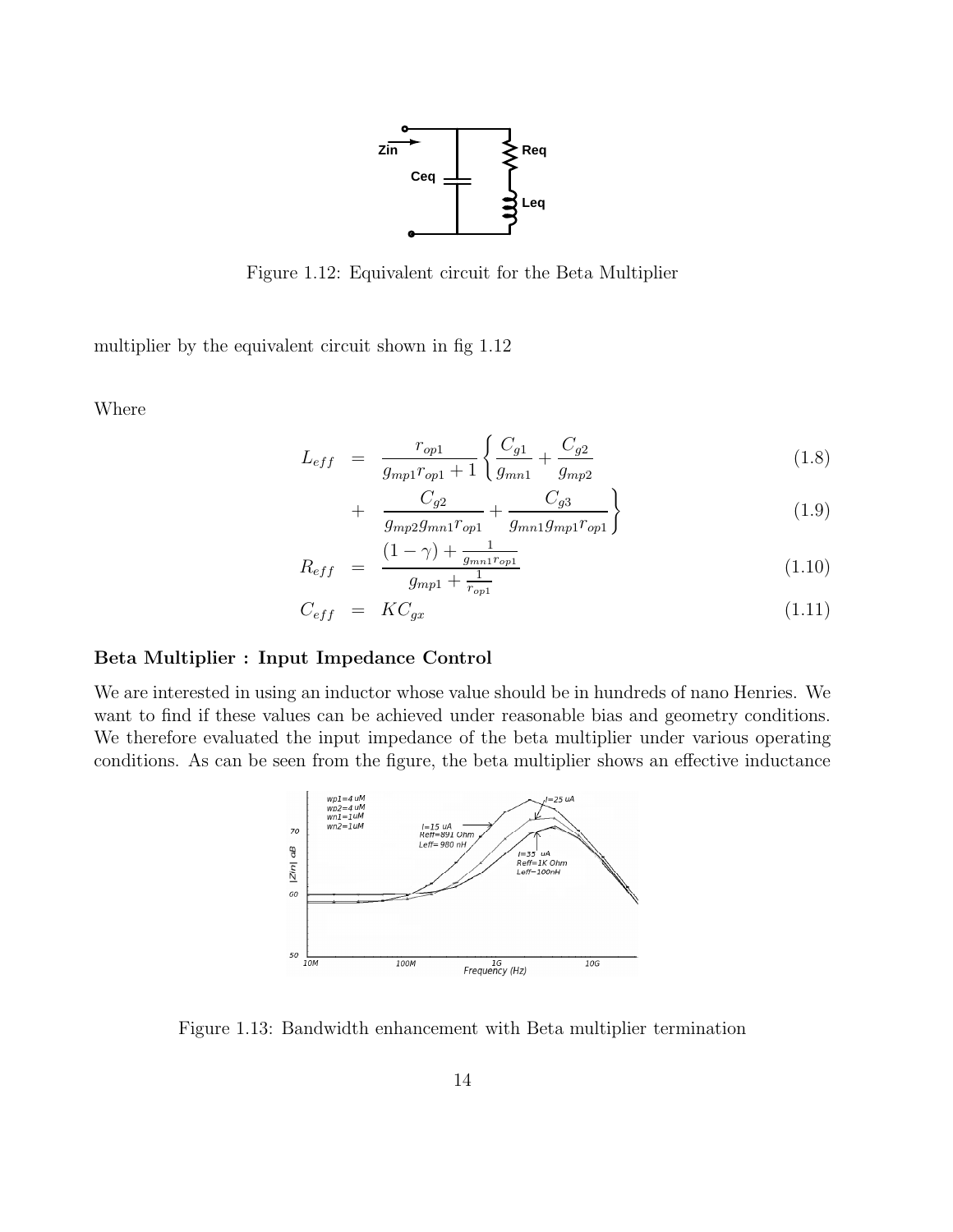Figure 1.12: Equivalent circuit for the Beta Multiplier

multiplier by the equivalent circuit shown in fig 1.12

Where

$$L_{eff} = \frac{r_{op1}}{g_{mp1}r_{op1}+1}\left\{\frac{C_{g1}}{g_{mn1}} + \frac{C_{g2}}{g_{mp2}}\right. \tag{1.8}$$

$$\left. + \frac{C_{g2}}{g_{mp2}g_{mn1}r_{op1}} + \frac{C_{g3}}{g_{mn1}g_{mp1}r_{op1}}\right\} \tag{1.9}$$

$$R_{eff} = \frac{(1-\gamma)+\frac{1}{g_{mn1}r_{op1}}}{g_{mp1}+\frac{1}{r_{op1}}} \tag{1.10}$$

$$C_{eff} = KC_{gx} \tag{1.11}$$

**Beta Multiplier : Input Impedance Control**

We are interested in using an inductor whose value should be in hundreds of nano Henries. We want to find if these values can be achieved under reasonable bias and geometry conditions. We therefore evaluated the input impedance of the beta multiplier under various operating conditions. As can be seen from the figure, the beta multiplier shows an effective inductance

Figure 1.13: Bandwidth enhancement with Beta multiplier termination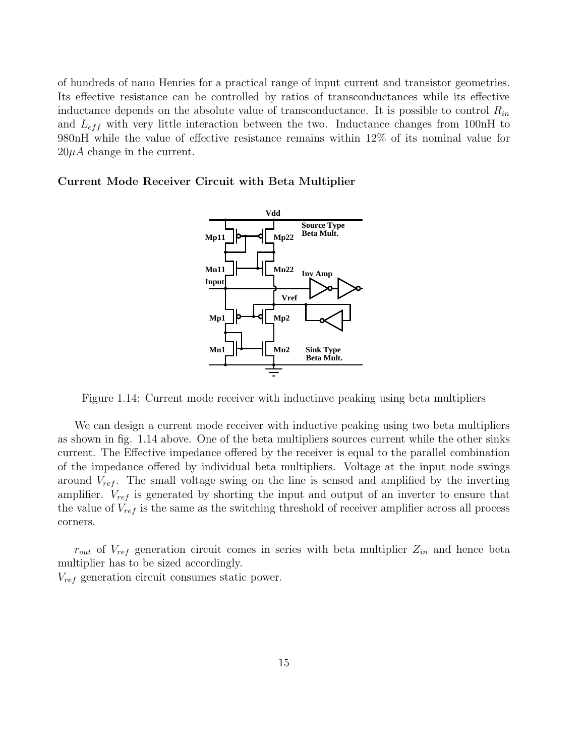of hundreds of nano Henries for a practical range of input current and transistor geometries. Its effective resistance can be controlled by ratios of transconductances while its effective inductance depends on the absolute value of transconductance. It is possible to control $R_{in}$ and $L_{eff}$ with very little interaction between the two. Inductance changes from 100nH to 980nH while the value of effective resistance remains within 12% of its nominal value for $20\mu A$ change in the current.

**Current Mode Receiver Circuit with Beta Multiplier**

Figure 1.14: Current mode receiver with inductinve peaking using beta multipliers

We can design a current mode receiver with inductive peaking using two beta multipliers as shown in fig. 1.14 above. One of the beta multipliers sources current while the other sinks current. The Effective impedance offered by the receiver is equal to the parallel combination of the impedance offered by individual beta multipliers. Voltage at the input node swings around $V_{ref}$. The small voltage swing on the line is sensed and amplified by the inverting amplifier. $V_{ref}$ is generated by shorting the input and output of an inverter to ensure that the value of $V_{ref}$ is the same as the switching threshold of receiver amplifier across all process corners.

$r_{out}$ of $V_{ref}$ generation circuit comes in series with beta multiplier $Z_{in}$ and hence beta multiplier has to be sized accordingly.
$V_{ref}$ generation circuit consumes static power.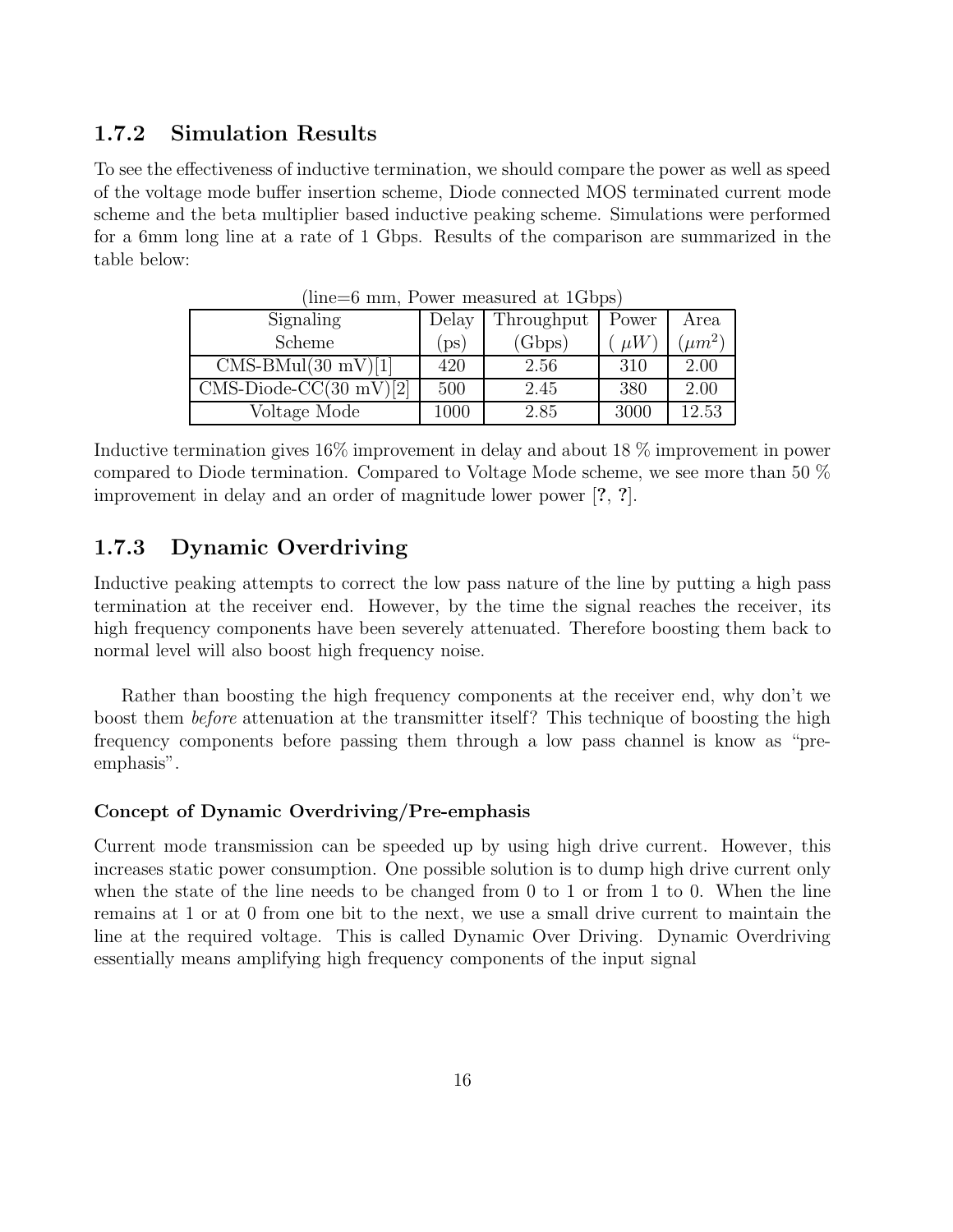### 1.7.2 Simulation Results

To see the effectiveness of inductive termination, we should compare the power as well as speed of the voltage mode buffer insertion scheme, Diode connected MOS terminated current mode scheme and the beta multiplier based inductive peaking scheme. Simulations were performed for a 6mm long line at a rate of 1 Gbps. Results of the comparison are summarized in the table below:

(line=6 mm, Power measured at 1Gbps)

| Signaling Scheme | Delay (ps) | Throughput (Gbps) | Power ( $\mu W$) | Area ($\mu m^2$) |
|---|---|---|---|---|
| CMS-BMul(30 mV)[1] | 420 | 2.56 | 310 | 2.00 |
| CMS-Diode-CC(30 mV)[2] | 500 | 2.45 | 380 | 2.00 |
| Voltage Mode | 1000 | 2.85 | 3000 | 12.53 |

Inductive termination gives 16% improvement in delay and about 18 % improvement in power compared to Diode termination. Compared to Voltage Mode scheme, we see more than 50 % improvement in delay and an order of magnitude lower power [**?**, **?**].

### 1.7.3 Dynamic Overdriving

Inductive peaking attempts to correct the low pass nature of the line by putting a high pass termination at the receiver end. However, by the time the signal reaches the receiver, its high frequency components have been severely attenuated. Therefore boosting them back to normal level will also boost high frequency noise.

Rather than boosting the high frequency components at the receiver end, why don't we boost them *before* attenuation at the transmitter itself? This technique of boosting the high frequency components before passing them through a low pass channel is know as "pre-emphasis".

#### Concept of Dynamic Overdriving/Pre-emphasis

Current mode transmission can be speeded up by using high drive current. However, this increases static power consumption. One possible solution is to dump high drive current only when the state of the line needs to be changed from 0 to 1 or from 1 to 0. When the line remains at 1 or at 0 from one bit to the next, we use a small drive current to maintain the line at the required voltage. This is called Dynamic Over Driving. Dynamic Overdriving essentially means amplifying high frequency components of the input signal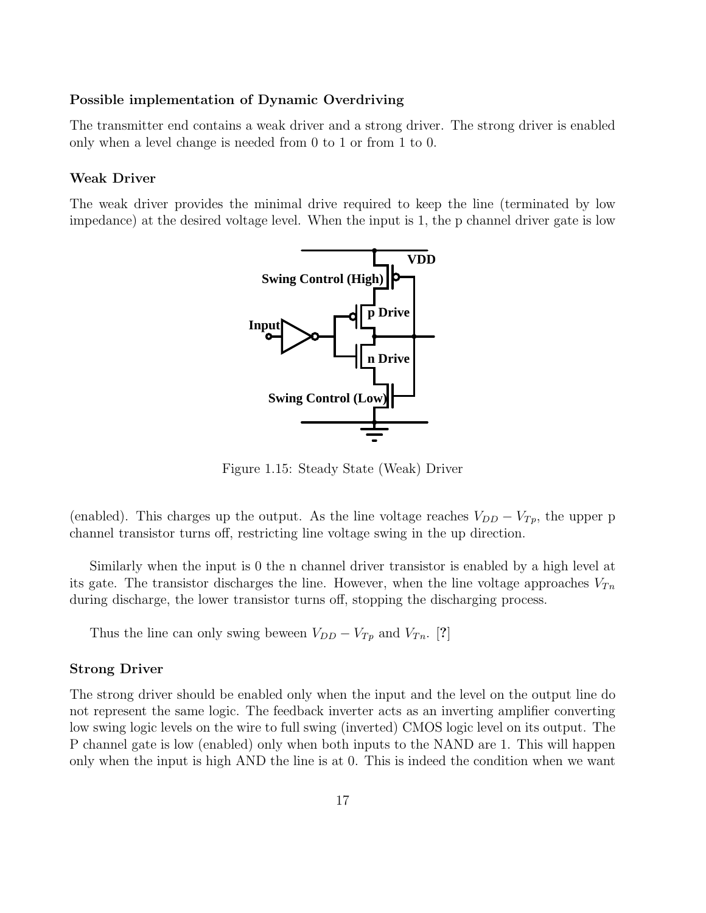### Possible implementation of Dynamic Overdriving

The transmitter end contains a weak driver and a strong driver. The strong driver is enabled only when a level change is needed from 0 to 1 or from 1 to 0.

### Weak Driver

The weak driver provides the minimal drive required to keep the line (terminated by low impedance) at the desired voltage level. When the input is 1, the p channel driver gate is low

Figure 1.15: Steady State (Weak) Driver

(enabled). This charges up the output. As the line voltage reaches $V_{DD} - V_{Tp}$, the upper p channel transistor turns off, restricting line voltage swing in the up direction.

Similarly when the input is 0 the n channel driver transistor is enabled by a high level at its gate. The transistor discharges the line. However, when the line voltage approaches $V_{Tn}$ during discharge, the lower transistor turns off, stopping the discharging process.

Thus the line can only swing beween $V_{DD} - V_{Tp}$ and $V_{Tn}$. [**?**]

### Strong Driver

The strong driver should be enabled only when the input and the level on the output line do not represent the same logic. The feedback inverter acts as an inverting amplifier converting low swing logic levels on the wire to full swing (inverted) CMOS logic level on its output. The P channel gate is low (enabled) only when both inputs to the NAND are 1. This will happen only when the input is high AND the line is at 0. This is indeed the condition when we want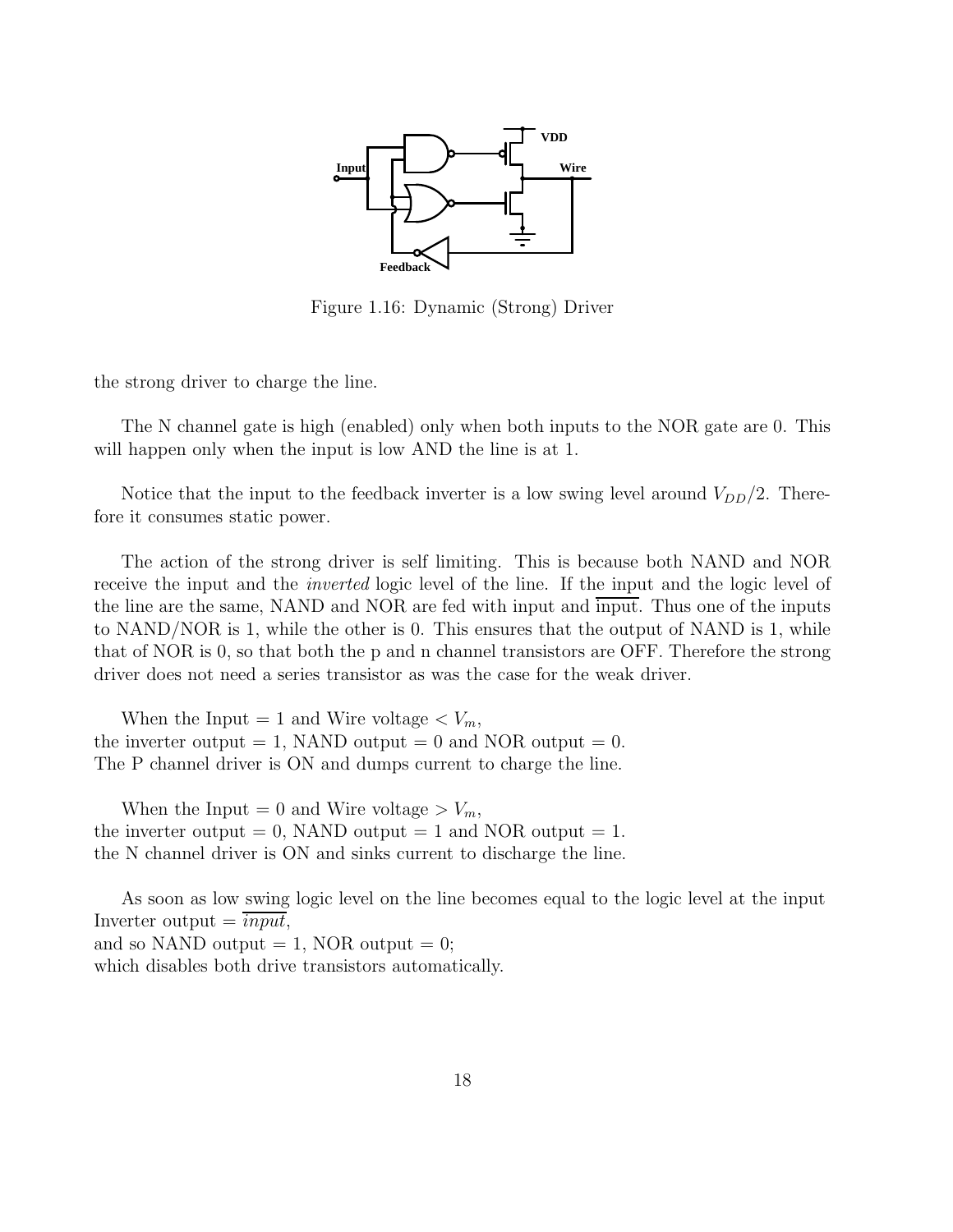Figure 1.16: Dynamic (Strong) Driver

the strong driver to charge the line.

The N channel gate is high (enabled) only when both inputs to the NOR gate are 0. This will happen only when the input is low AND the line is at 1.

Notice that the input to the feedback inverter is a low swing level around $V_{DD}/2$. Therefore it consumes static power.

The action of the strong driver is self limiting. This is because both NAND and NOR receive the input and the *inverted* logic level of the line. If the input and the logic level of the line are the same, NAND and NOR are fed with input and $\overline{\text{input}}$. Thus one of the inputs to NAND/NOR is 1, while the other is 0. This ensures that the output of NAND is 1, while that of NOR is 0, so that both the p and n channel transistors are OFF. Therefore the strong driver does not need a series transistor as was the case for the weak driver.

When the Input = 1 and Wire voltage $< V_m$,
the inverter output = 1, NAND output = 0 and NOR output = 0.
The P channel driver is ON and dumps current to charge the line.

When the Input = 0 and Wire voltage $> V_m$,
the inverter output = 0, NAND output = 1 and NOR output = 1.
the N channel driver is ON and sinks current to discharge the line.

As soon as low swing logic level on the line becomes equal to the logic level at the input
Inverter output = $\overline{input}$,
and so NAND output = 1, NOR output = 0;
which disables both drive transistors automatically.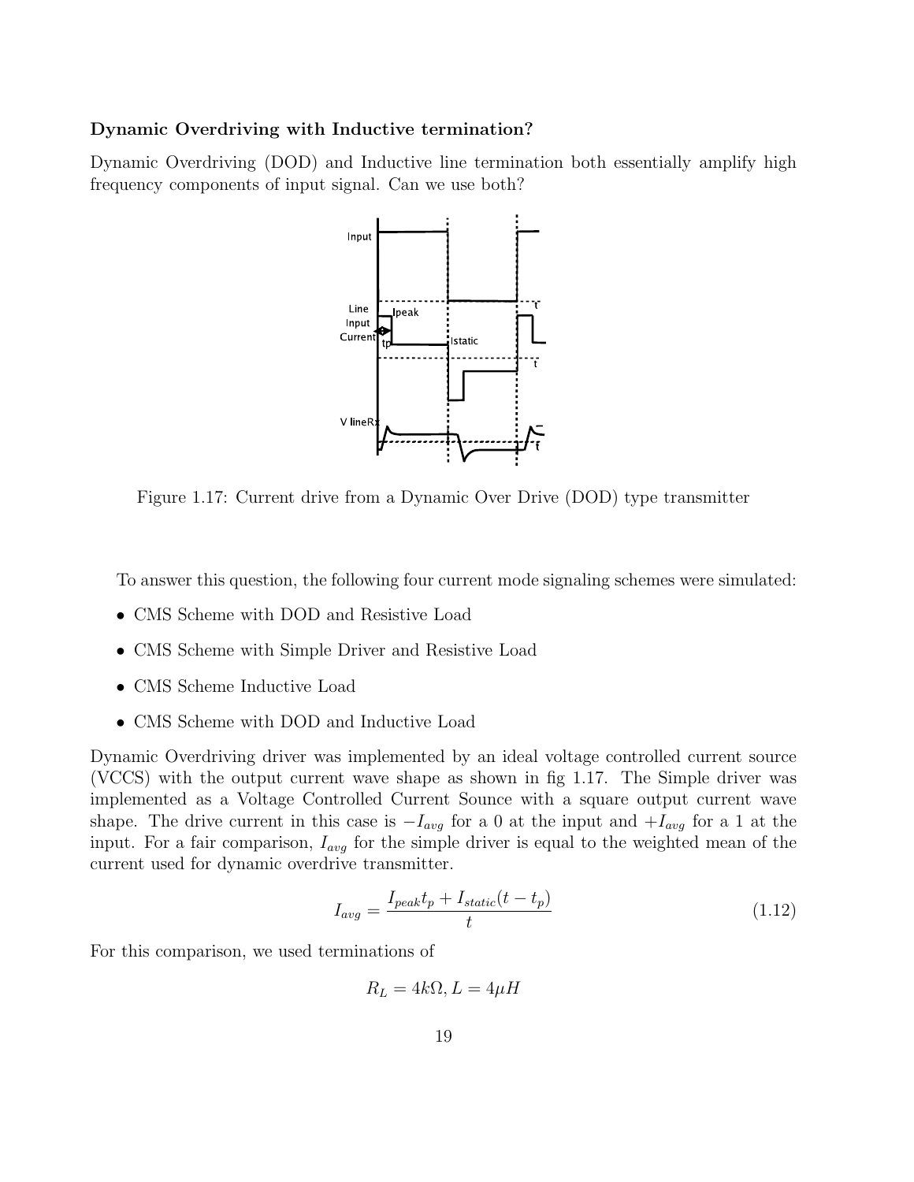**Dynamic Overdriving with Inductive termination?**

Dynamic Overdriving (DOD) and Inductive line termination both essentially amplify high frequency components of input signal. Can we use both?

Figure 1.17: Current drive from a Dynamic Over Drive (DOD) type transmitter

To answer this question, the following four current mode signaling schemes were simulated:

- CMS Scheme with DOD and Resistive Load
- CMS Scheme with Simple Driver and Resistive Load
- CMS Scheme Inductive Load
- CMS Scheme with DOD and Inductive Load

Dynamic Overdriving driver was implemented by an ideal voltage controlled current source (VCCS) with the output current wave shape as shown in fig 1.17. The Simple driver was implemented as a Voltage Controlled Current Sounce with a square output current wave shape. The drive current in this case is $-I_{avg}$ for a 0 at the input and $+I_{avg}$ for a 1 at the input. For a fair comparison, $I_{avg}$ for the simple driver is equal to the weighted mean of the current used for dynamic overdrive transmitter.

$$I_{avg} = \frac{I_{peak}t_p + I_{static}(t - t_p)}{t} \tag{1.12}$$

For this comparison, we used terminations of

$$R_L = 4k\Omega, L = 4\mu H$$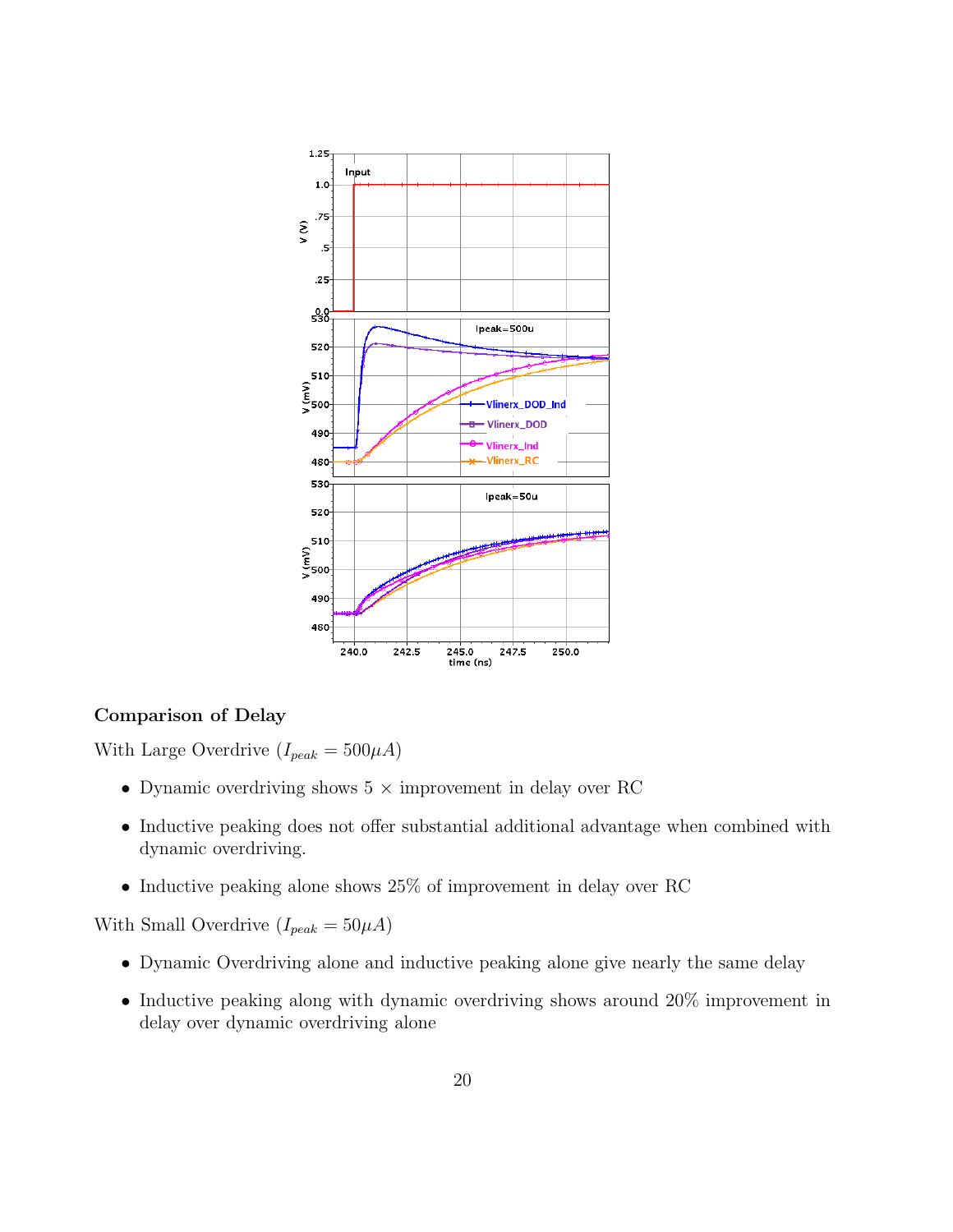**Comparison of Delay**

With Large Overdrive ($I_{peak} = 500\mu A$)

- Dynamic overdriving shows 5 $\times$ improvement in delay over RC
- Inductive peaking does not offer substantial additional advantage when combined with dynamic overdriving.
- Inductive peaking alone shows 25% of improvement in delay over RC

With Small Overdrive ($I_{peak} = 50\mu A$)

- Dynamic Overdriving alone and inductive peaking alone give nearly the same delay
- Inductive peaking along with dynamic overdriving shows around 20% improvement in delay over dynamic overdriving alone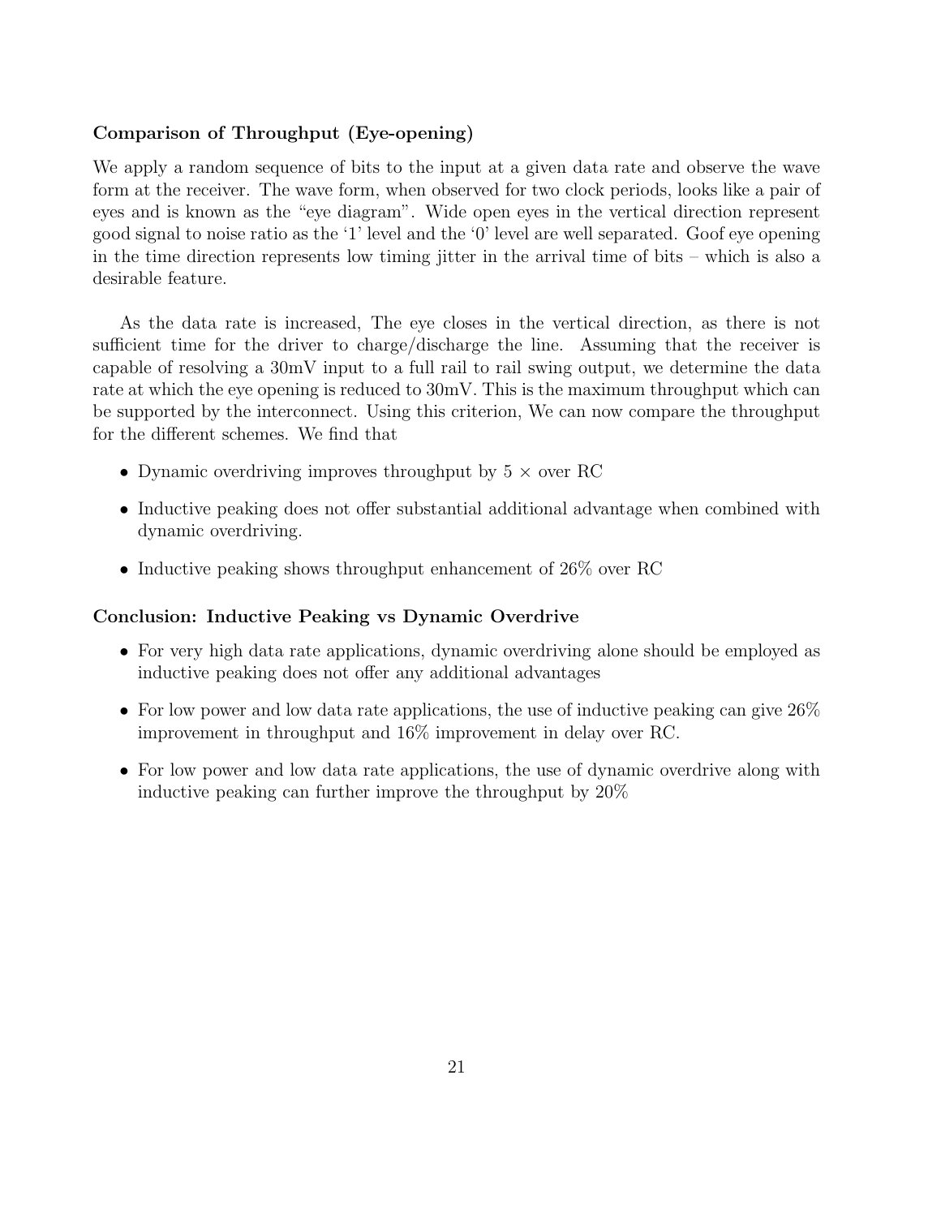**Comparison of Throughput (Eye-opening)**

We apply a random sequence of bits to the input at a given data rate and observe the wave form at the receiver. The wave form, when observed for two clock periods, looks like a pair of eyes and is known as the "eye diagram". Wide open eyes in the vertical direction represent good signal to noise ratio as the '1' level and the '0' level are well separated. Goof eye opening in the time direction represents low timing jitter in the arrival time of bits – which is also a desirable feature.

As the data rate is increased, The eye closes in the vertical direction, as there is not sufficient time for the driver to charge/discharge the line. Assuming that the receiver is capable of resolving a 30mV input to a full rail to rail swing output, we determine the data rate at which the eye opening is reduced to 30mV. This is the maximum throughput which can be supported by the interconnect. Using this criterion, We can now compare the throughput for the different schemes. We find that

- Dynamic overdriving improves throughput by $5\times$ over RC
- Inductive peaking does not offer substantial additional advantage when combined with dynamic overdriving.
- Inductive peaking shows throughput enhancement of 26% over RC

**Conclusion: Inductive Peaking vs Dynamic Overdrive**

- For very high data rate applications, dynamic overdriving alone should be employed as inductive peaking does not offer any additional advantages
- For low power and low data rate applications, the use of inductive peaking can give 26% improvement in throughput and 16% improvement in delay over RC.
- For low power and low data rate applications, the use of dynamic overdrive along with inductive peaking can further improve the throughput by 20%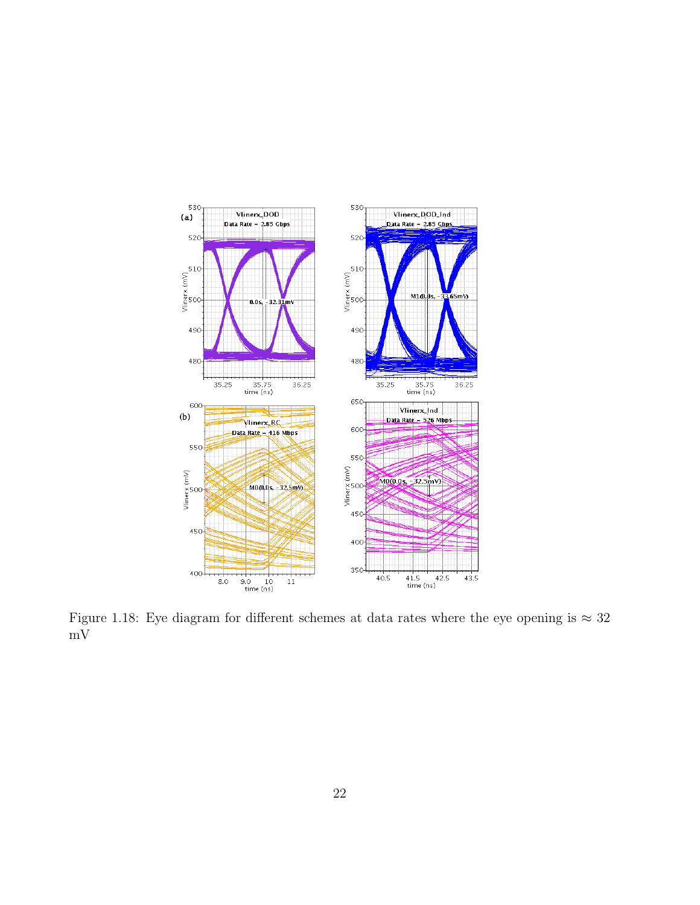Figure 1.18: Eye diagram for different schemes at data rates where the eye opening is $\approx 32$ mV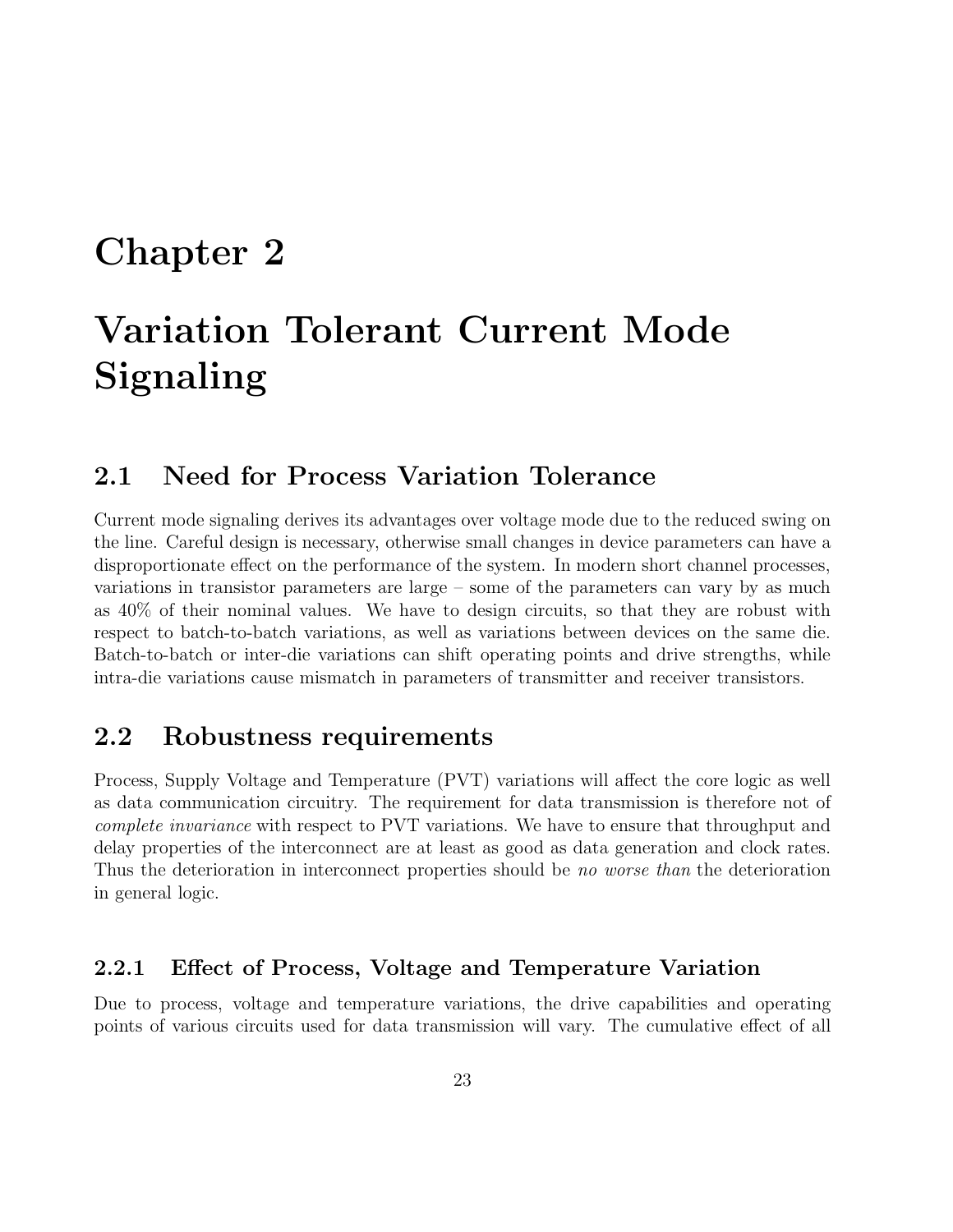# Chapter 2

# Variation Tolerant Current Mode Signaling

## 2.1 Need for Process Variation Tolerance

Current mode signaling derives its advantages over voltage mode due to the reduced swing on the line. Careful design is necessary, otherwise small changes in device parameters can have a disproportionate effect on the performance of the system. In modern short channel processes, variations in transistor parameters are large – some of the parameters can vary by as much as 40% of their nominal values. We have to design circuits, so that they are robust with respect to batch-to-batch variations, as well as variations between devices on the same die. Batch-to-batch or inter-die variations can shift operating points and drive strengths, while intra-die variations cause mismatch in parameters of transmitter and receiver transistors.

## 2.2 Robustness requirements

Process, Supply Voltage and Temperature (PVT) variations will affect the core logic as well as data communication circuitry. The requirement for data transmission is therefore not of *complete invariance* with respect to PVT variations. We have to ensure that throughput and delay properties of the interconnect are at least as good as data generation and clock rates. Thus the deterioration in interconnect properties should be *no worse than* the deterioration in general logic.

### 2.2.1 Effect of Process, Voltage and Temperature Variation

Due to process, voltage and temperature variations, the drive capabilities and operating points of various circuits used for data transmission will vary. The cumulative effect of all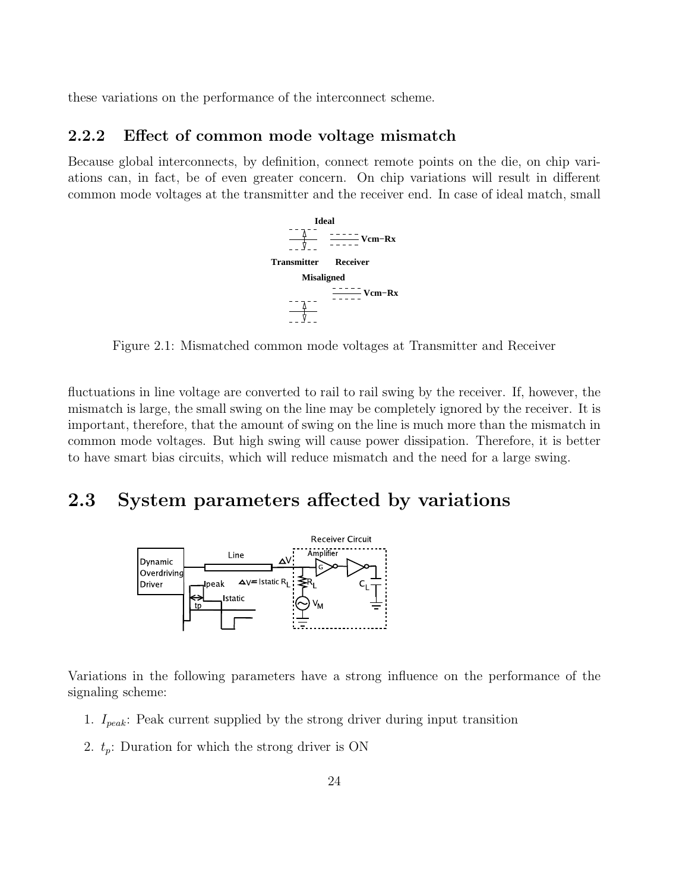these variations on the performance of the interconnect scheme.

### 2.2.2 Effect of common mode voltage mismatch

Because global interconnects, by definition, connect remote points on the die, on chip variations can, in fact, be of even greater concern. On chip variations will result in different common mode voltages at the transmitter and the receiver end. In case of ideal match, small

Figure 2.1: Mismatched common mode voltages at Transmitter and Receiver

fluctuations in line voltage are converted to rail to rail swing by the receiver. If, however, the mismatch is large, the small swing on the line may be completely ignored by the receiver. It is important, therefore, that the amount of swing on the line is much more than the mismatch in common mode voltages. But high swing will cause power dissipation. Therefore, it is better to have smart bias circuits, which will reduce mismatch and the need for a large swing.

## 2.3 System parameters affected by variations

Variations in the following parameters have a strong influence on the performance of the signaling scheme:

1. $I_{peak}$: Peak current supplied by the strong driver during input transition
2. $t_p$: Duration for which the strong driver is ON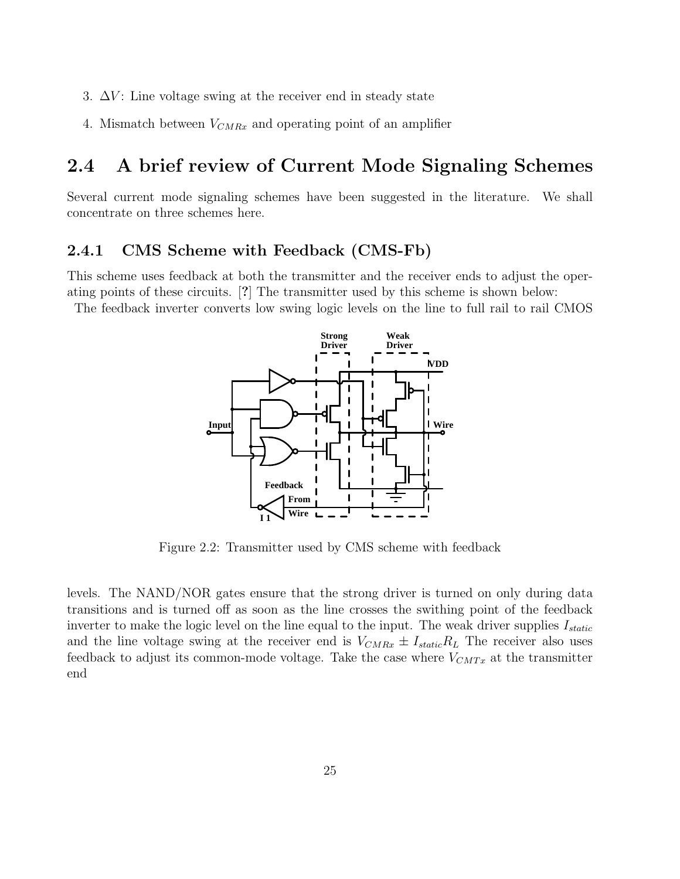3. $\Delta V$: Line voltage swing at the receiver end in steady state

4. Mismatch between $V_{CMRx}$ and operating point of an amplifier

## 2.4 A brief review of Current Mode Signaling Schemes

Several current mode signaling schemes have been suggested in the literature. We shall concentrate on three schemes here.

### 2.4.1 CMS Scheme with Feedback (CMS-Fb)

This scheme uses feedback at both the transmitter and the receiver ends to adjust the operating points of these circuits. [?] The transmitter used by this scheme is shown below:

The feedback inverter converts low swing logic levels on the line to full rail to rail CMOS

Figure 2.2: Transmitter used by CMS scheme with feedback

levels. The NAND/NOR gates ensure that the strong driver is turned on only during data transitions and is turned off as soon as the line crosses the swithing point of the feedback inverter to make the logic level on the line equal to the input. The weak driver supplies $I_{static}$ and the line voltage swing at the receiver end is $V_{CMRx} \pm I_{static}R_L$ The receiver also uses feedback to adjust its common-mode voltage. Take the case where $V_{CMTx}$ at the transmitter end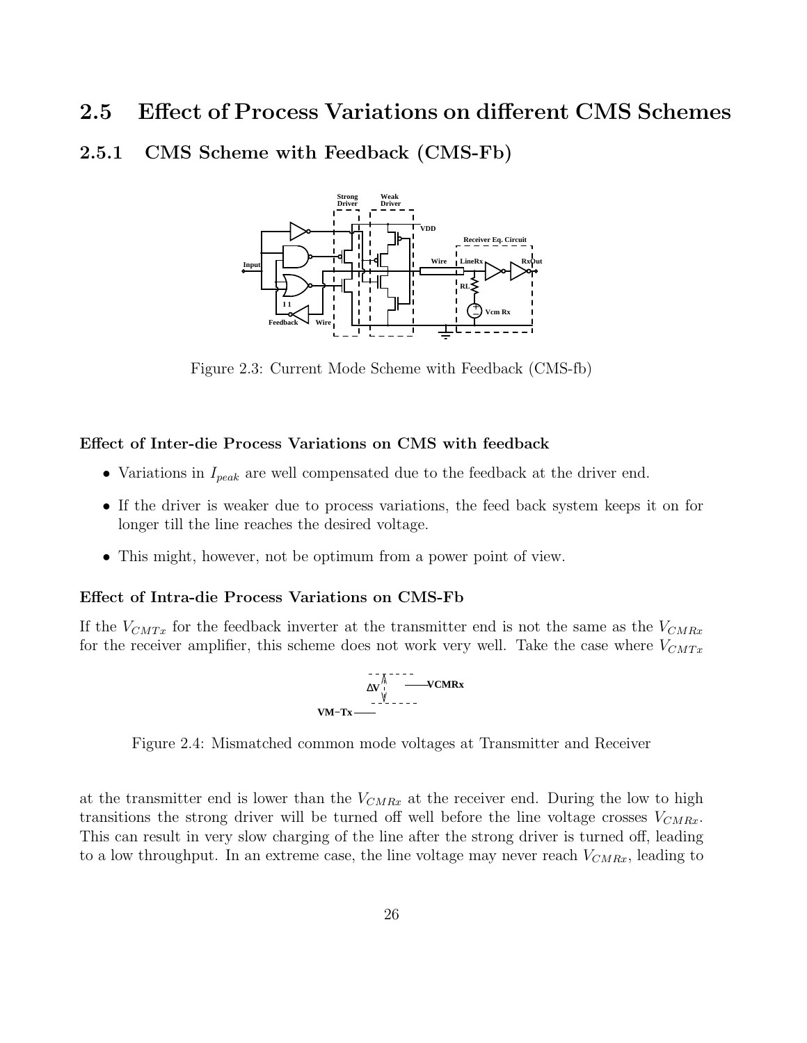## 2.5 Effect of Process Variations on different CMS Schemes

### 2.5.1 CMS Scheme with Feedback (CMS-Fb)

Figure 2.3: Current Mode Scheme with Feedback (CMS-fb)

#### Effect of Inter-die Process Variations on CMS with feedback

- Variations in $I_{peak}$ are well compensated due to the feedback at the driver end.
- If the driver is weaker due to process variations, the feed back system keeps it on for longer till the line reaches the desired voltage.
- This might, however, not be optimum from a power point of view.

#### Effect of Intra-die Process Variations on CMS-Fb

If the $V_{CMTx}$ for the feedback inverter at the transmitter end is not the same as the $V_{CMRx}$ for the receiver amplifier, this scheme does not work very well. Take the case where $V_{CMTx}$

Figure 2.4: Mismatched common mode voltages at Transmitter and Receiver

at the transmitter end is lower than the $V_{CMRx}$ at the receiver end. During the low to high transitions the strong driver will be turned off well before the line voltage crosses $V_{CMRx}$. This can result in very slow charging of the line after the strong driver is turned off, leading to a low throughput. In an extreme case, the line voltage may never reach $V_{CMRx}$, leading to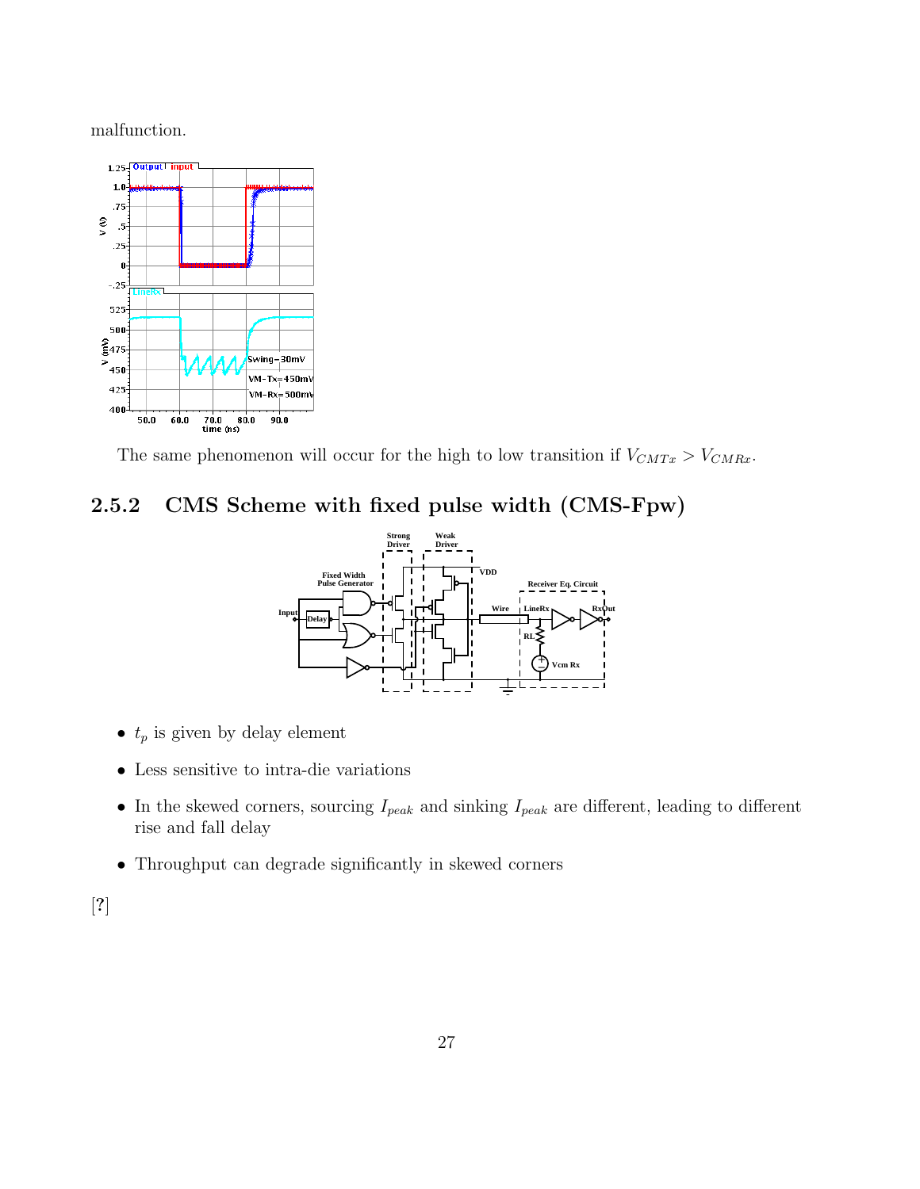malfunction.

The same phenomenon will occur for the high to low transition if $V_{CMTx} > V_{CMRx}$.

### 2.5.2 CMS Scheme with fixed pulse width (CMS-Fpw)

- $t_p$ is given by delay element
- Less sensitive to intra-die variations
- In the skewed corners, sourcing $I_{peak}$ and sinking $I_{peak}$ are different, leading to different rise and fall delay
- Throughput can degrade significantly in skewed corners

[?]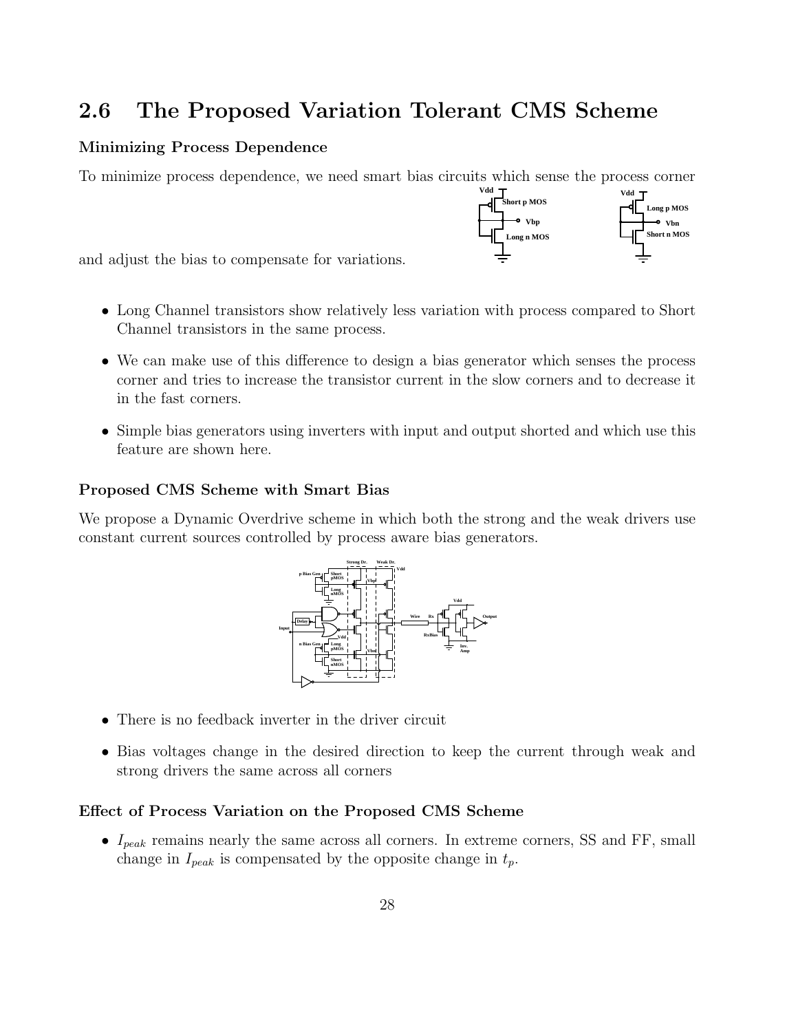## 2.6 The Proposed Variation Tolerant CMS Scheme

### Minimizing Process Dependence

To minimize process dependence, we need smart bias circuits which sense the process corner and adjust the bias to compensate for variations.

- Long Channel transistors show relatively less variation with process compared to Short Channel transistors in the same process.
- We can make use of this difference to design a bias generator which senses the process corner and tries to increase the transistor current in the slow corners and to decrease it in the fast corners.
- Simple bias generators using inverters with input and output shorted and which use this feature are shown here.

### Proposed CMS Scheme with Smart Bias

We propose a Dynamic Overdrive scheme in which both the strong and the weak drivers use constant current sources controlled by process aware bias generators.

- There is no feedback inverter in the driver circuit
- Bias voltages change in the desired direction to keep the current through weak and strong drivers the same across all corners

### Effect of Process Variation on the Proposed CMS Scheme

- $I_{peak}$ remains nearly the same across all corners. In extreme corners, SS and FF, small change in $I_{peak}$ is compensated by the opposite change in $t_p$.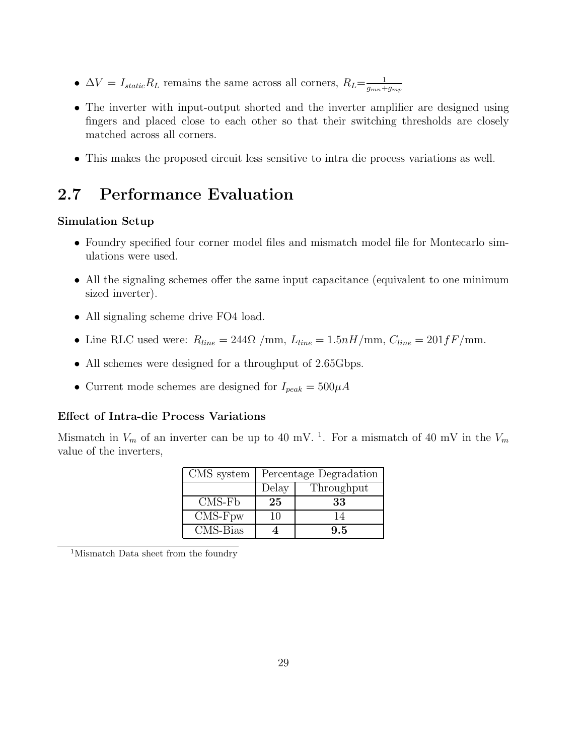- $\Delta V = I_{static} R_L$ remains the same across all corners, $R_L = \frac{1}{g_{mn}+g_{mp}}$
- The inverter with input-output shorted and the inverter amplifier are designed using fingers and placed close to each other so that their switching thresholds are closely matched across all corners.
- This makes the proposed circuit less sensitive to intra die process variations as well.

## 2.7 Performance Evaluation

**Simulation Setup**

- Foundry specified four corner model files and mismatch model file for Montecarlo simulations were used.
- All the signaling schemes offer the same input capacitance (equivalent to one minimum sized inverter).
- All signaling scheme drive FO4 load.
- Line RLC used were: $R_{line} = 244\Omega$ /mm, $L_{line} = 1.5nH$/mm, $C_{line} = 201fF$/mm.
- All schemes were designed for a throughput of 2.65Gbps.
- Current mode schemes are designed for $I_{peak} = 500\mu A$

**Effect of Intra-die Process Variations**

Mismatch in $V_m$ of an inverter can be up to 40 mV. [1]. For a mismatch of 40 mV in the $V_m$ value of the inverters,

| CMS system | Percentage Degradation | |
|---|---|---|
| | Delay | Throughput |
| CMS-Fb | **25** | **33** |
| CMS-Fpw | 10 | 14 |
| CMS-Bias | **4** | **9.5** |

[1] Mismatch Data sheet from the foundry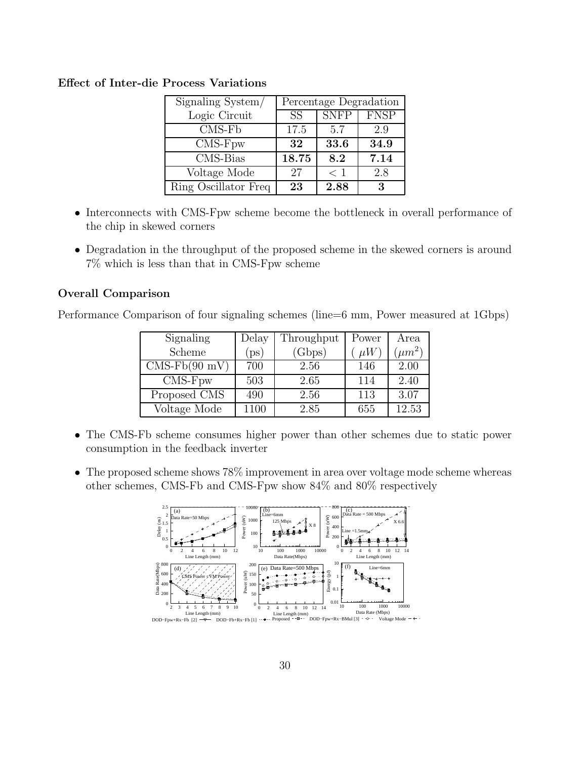**Effect of Inter-die Process Variations**

| Signaling System/ | Percentage Degradation | | |
|---|---|---|---|
| Logic Circuit | SS | SNFP | FNSP |
| CMS-Fb | 17.5 | 5.7 | 2.9 |
| CMS-Fpw | **32** | **33.6** | **34.9** |
| CMS-Bias | **18.75** | **8.2** | **7.14** |
| Voltage Mode | 27 | $< 1$ | 2.8 |
| Ring Oscillator Freq | **23** | **2.88** | **3** |

- Interconnects with CMS-Fpw scheme become the bottleneck in overall performance of the chip in skewed corners
- Degradation in the throughput of the proposed scheme in the skewed corners is around 7% which is less than that in CMS-Fpw scheme

**Overall Comparison**

Performance Comparison of four signaling schemes (line=6 mm, Power measured at 1Gbps)

| Signaling Scheme | Delay (ps) | Throughput (Gbps) | Power ($\mu W$) | Area ($\mu m^2$) |
|---|---|---|---|---|
| CMS-Fb(90 mV) | 700 | 2.56 | 146 | 2.00 |
| CMS-Fpw | 503 | 2.65 | 114 | 2.40 |
| Proposed CMS | 490 | 2.56 | 113 | 3.07 |
| Voltage Mode | 1100 | 2.85 | 655 | 12.53 |

- The CMS-Fb scheme consumes higher power than other schemes due to static power consumption in the feedback inverter
- The proposed scheme shows 78% improvement in area over voltage mode scheme whereas other schemes, CMS-Fb and CMS-Fpw show 84% and 80% respectively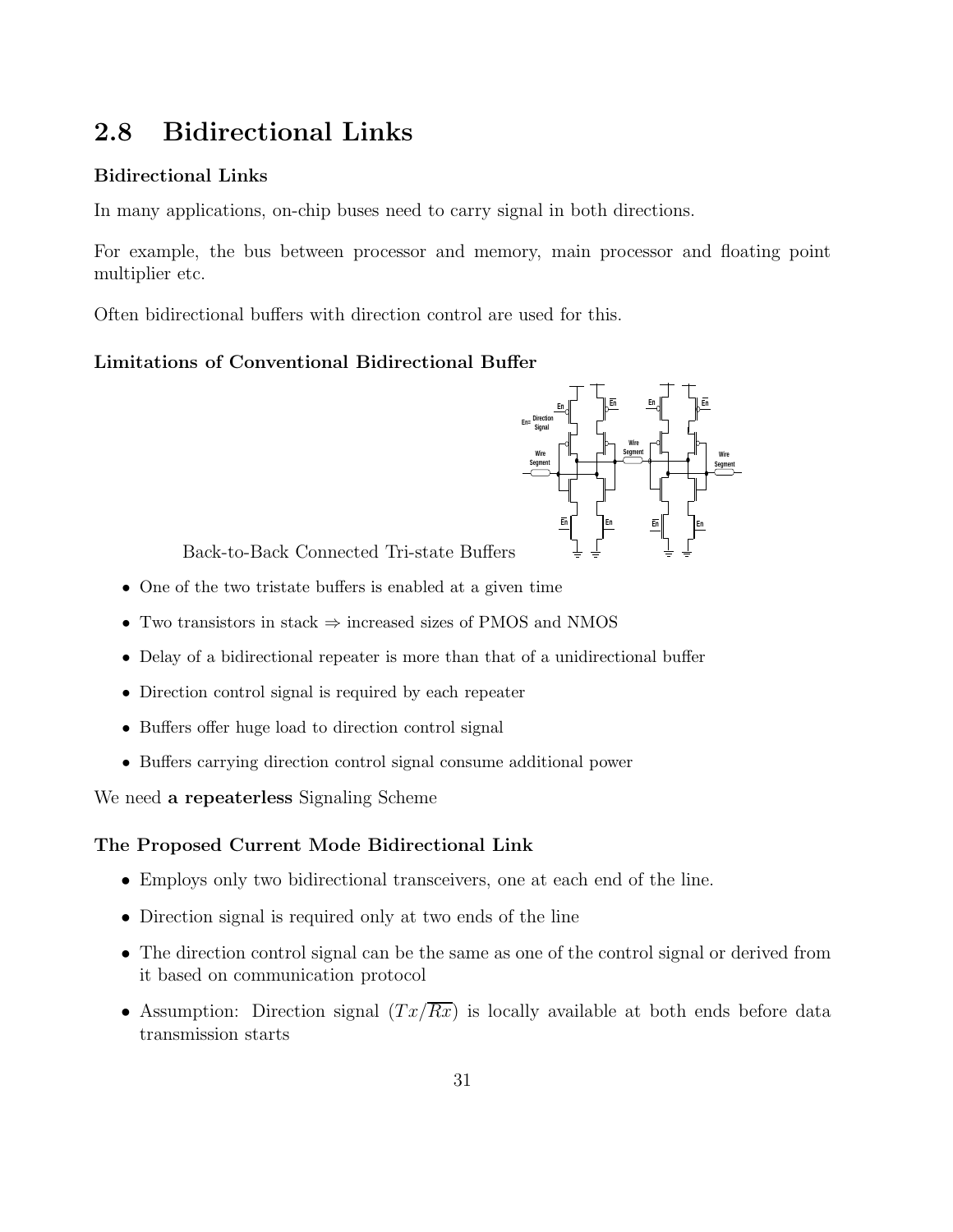## 2.8 Bidirectional Links

### Bidirectional Links

In many applications, on-chip buses need to carry signal in both directions.

For example, the bus between processor and memory, main processor and floating point multiplier etc.

Often bidirectional buffers with direction control are used for this.

### Limitations of Conventional Bidirectional Buffer

Back-to-Back Connected Tri-state Buffers

- One of the two tristate buffers is enabled at a given time
- Two transistors in stack ⇒ increased sizes of PMOS and NMOS
- Delay of a bidirectional repeater is more than that of a unidirectional buffer
- Direction control signal is required by each repeater
- Buffers offer huge load to direction control signal
- Buffers carrying direction control signal consume additional power

We need **a repeaterless** Signaling Scheme

### The Proposed Current Mode Bidirectional Link

- Employs only two bidirectional transceivers, one at each end of the line.
- Direction signal is required only at two ends of the line
- The direction control signal can be the same as one of the control signal or derived from it based on communication protocol
- Assumption: Direction signal ($Tx/\overline{Rx}$) is locally available at both ends before data transmission starts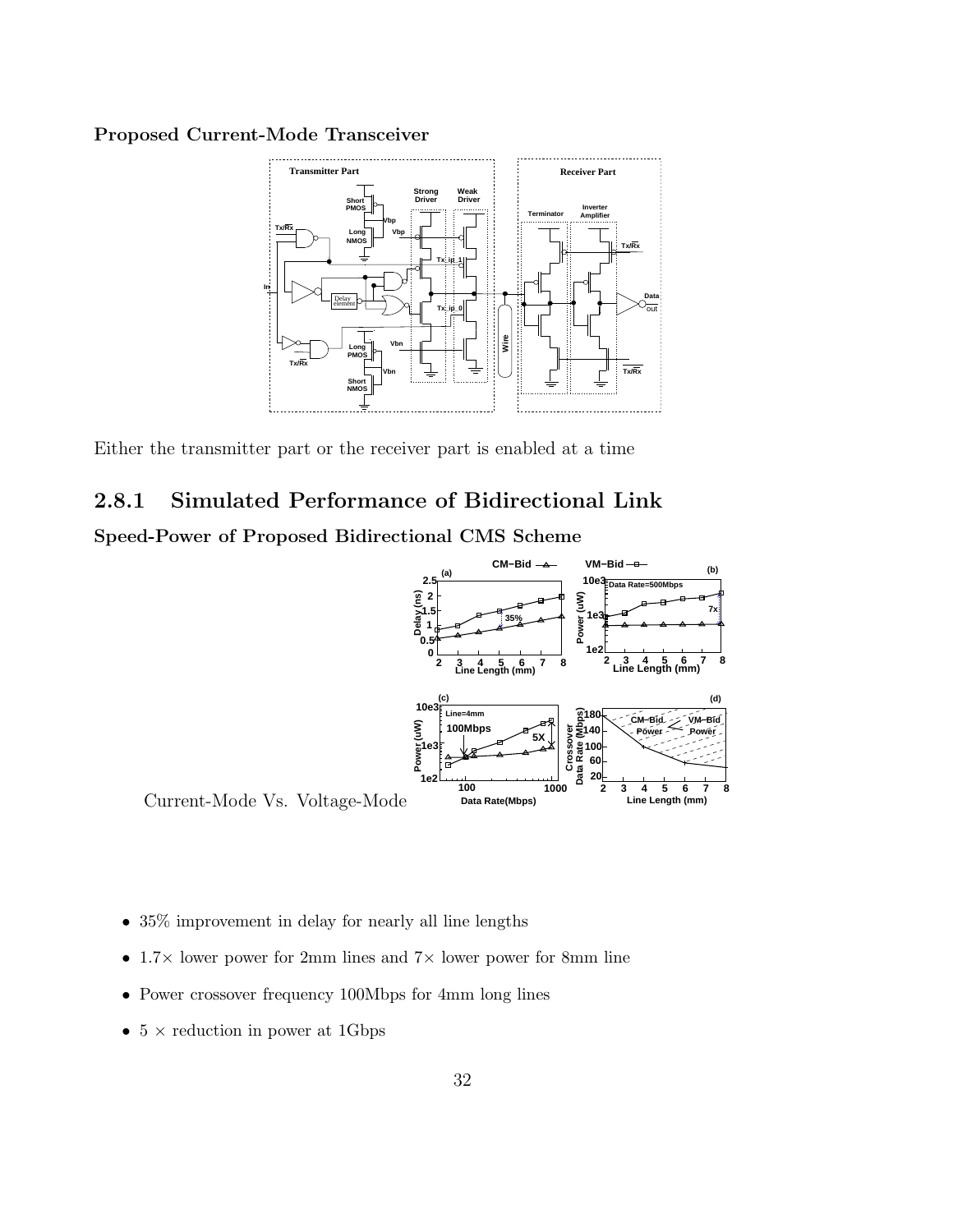**Proposed Current-Mode Transceiver**

Either the transmitter part or the receiver part is enabled at a time

### 2.8.1 Simulated Performance of Bidirectional Link

**Speed-Power of Proposed Bidirectional CMS Scheme**

Current-Mode Vs. Voltage-Mode

- 35% improvement in delay for nearly all line lengths
- 1.7× lower power for 2mm lines and 7× lower power for 8mm line
- Power crossover frequency 100Mbps for 4mm long lines
- 5 × reduction in power at 1Gbps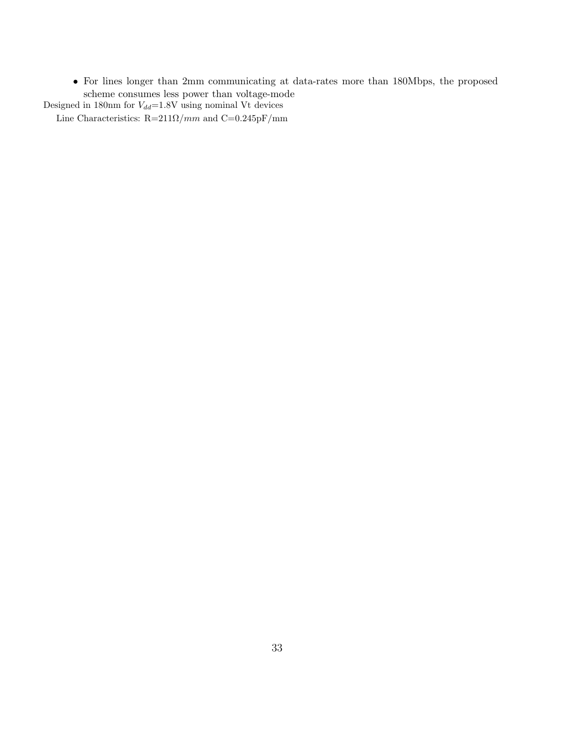- For lines longer than 2mm communicating at data-rates more than 180Mbps, the proposed scheme consumes less power than voltage-mode

Designed in 180nm for $V_{dd}$=1.8V using nominal Vt devices

Line Characteristics: R=211$\Omega/mm$ and C=0.245pF/mm